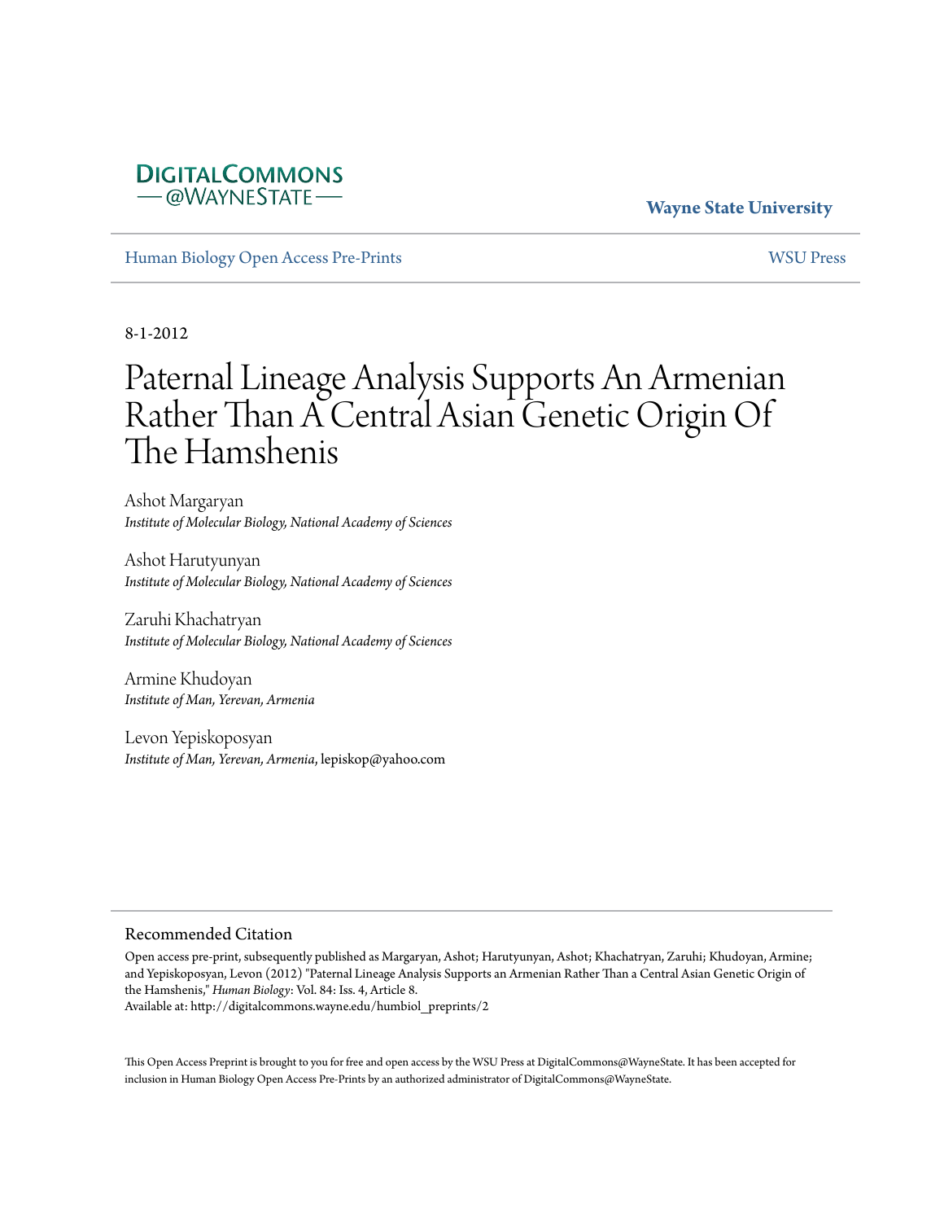Digital Commons @ Wayne State

**Wayne State University**

Human Biology Open Access Pre-Prints | WSU Press

8-1-2012

# Paternal Lineage Analysis Supports An Armenian Rather Than A Central Asian Genetic Origin Of The Hamshenis

Ashot Margaryan
*Institute of Molecular Biology, National Academy of Sciences*

Ashot Harutyunyan
*Institute of Molecular Biology, National Academy of Sciences*

Zaruhi Khachatryan
*Institute of Molecular Biology, National Academy of Sciences*

Armine Khudoyan
*Institute of Man, Yerevan, Armenia*

Levon Yepiskoposyan
*Institute of Man, Yerevan, Armenia*, lepiskop@yahoo.com

## Recommended Citation

Open access pre-print, subsequently published as Margaryan, Ashot; Harutyunyan, Ashot; Khachatryan, Zaruhi; Khudoyan, Armine; and Yepiskoposyan, Levon (2012) "Paternal Lineage Analysis Supports an Armenian Rather Than a Central Asian Genetic Origin of the Hamshenis," *Human Biology*: Vol. 84: Iss. 4, Article 8.
Available at: http://digitalcommons.wayne.edu/humbiol_preprints/2

This Open Access Preprint is brought to you for free and open access by the WSU Press at DigitalCommons@WayneState. It has been accepted for inclusion in Human Biology Open Access Pre-Prints by an authorized administrator of DigitalCommons@WayneState.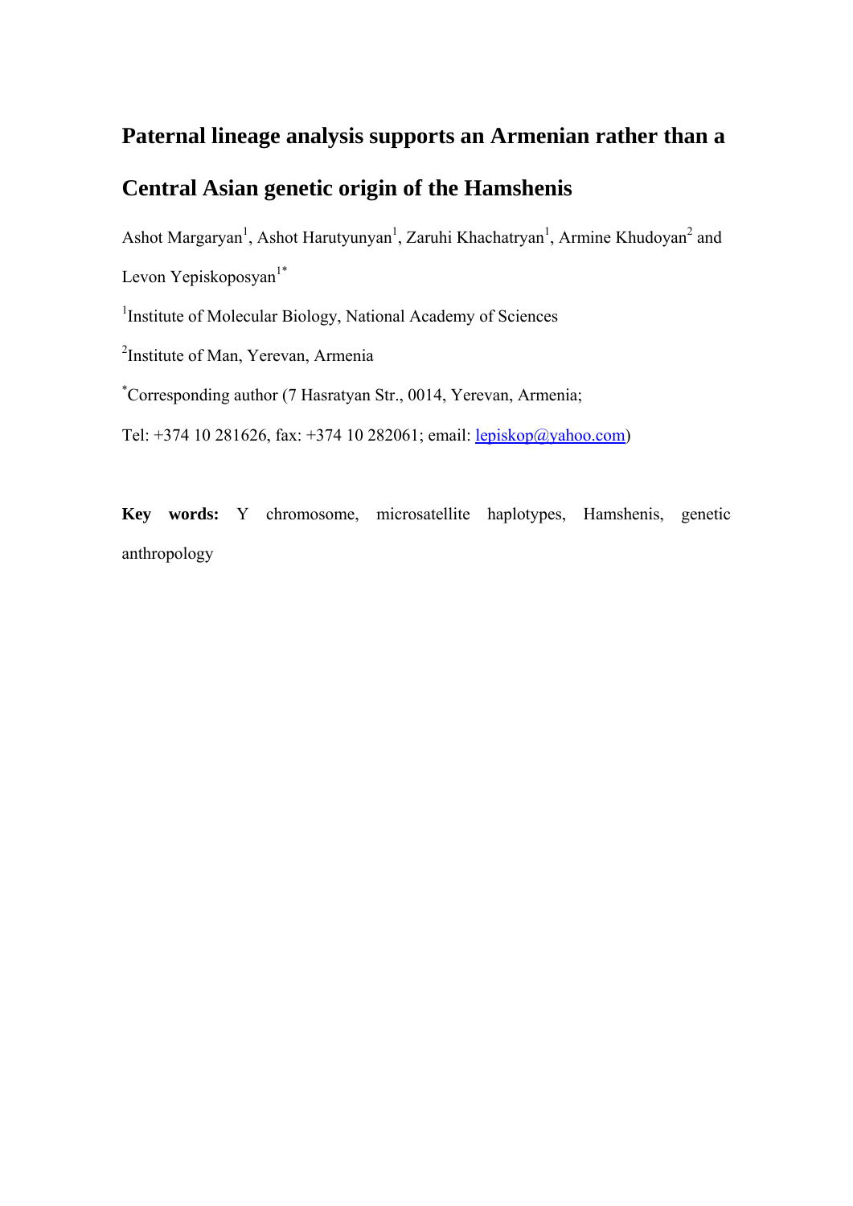# Paternal lineage analysis supports an Armenian rather than a Central Asian genetic origin of the Hamshenis

Ashot Margaryan[1], Ashot Harutyunyan[1], Zaruhi Khachatryan[1], Armine Khudoyan[2] and Levon Yepiskoposyan[1*]

[1]Institute of Molecular Biology, National Academy of Sciences

[2]Institute of Man, Yerevan, Armenia

[*]Corresponding author (7 Hasratyan Str., 0014, Yerevan, Armenia;

Tel: +374 10 281626, fax: +374 10 282061; email: lepiskop@yahoo.com)

**Key words:** Y chromosome, microsatellite haplotypes, Hamshenis, genetic anthropology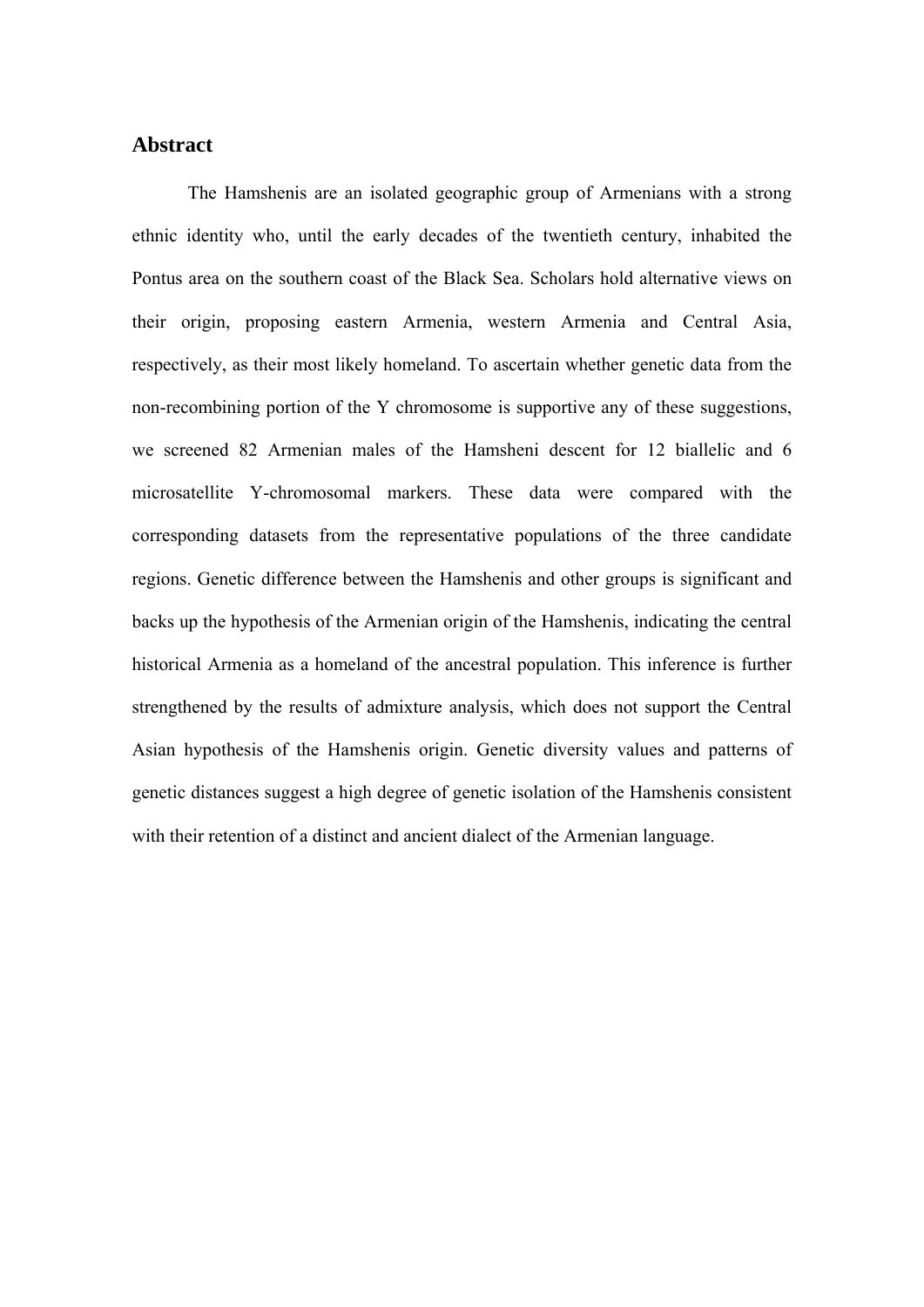## Abstract

The Hamshenis are an isolated geographic group of Armenians with a strong ethnic identity who, until the early decades of the twentieth century, inhabited the Pontus area on the southern coast of the Black Sea. Scholars hold alternative views on their origin, proposing eastern Armenia, western Armenia and Central Asia, respectively, as their most likely homeland. To ascertain whether genetic data from the non-recombining portion of the Y chromosome is supportive any of these suggestions, we screened 82 Armenian males of the Hamsheni descent for 12 biallelic and 6 microsatellite Y-chromosomal markers. These data were compared with the corresponding datasets from the representative populations of the three candidate regions. Genetic difference between the Hamshenis and other groups is significant and backs up the hypothesis of the Armenian origin of the Hamshenis, indicating the central historical Armenia as a homeland of the ancestral population. This inference is further strengthened by the results of admixture analysis, which does not support the Central Asian hypothesis of the Hamshenis origin. Genetic diversity values and patterns of genetic distances suggest a high degree of genetic isolation of the Hamshenis consistent with their retention of a distinct and ancient dialect of the Armenian language.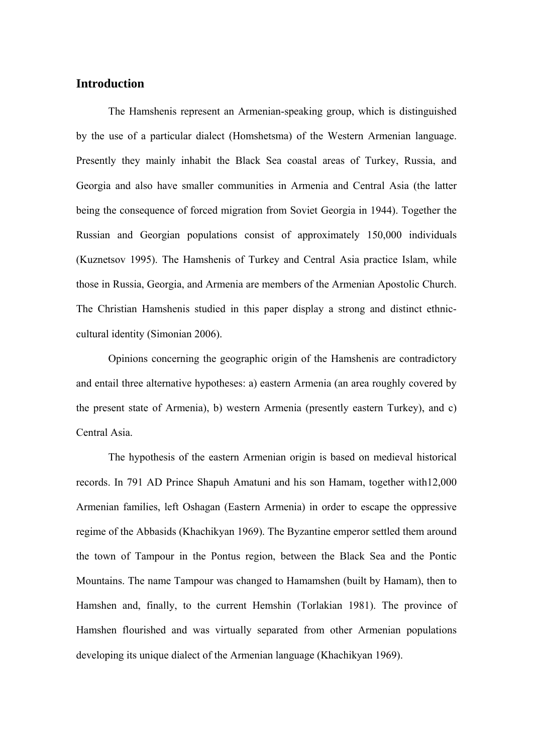## Introduction

The Hamshenis represent an Armenian-speaking group, which is distinguished by the use of a particular dialect (Homshetsma) of the Western Armenian language. Presently they mainly inhabit the Black Sea coastal areas of Turkey, Russia, and Georgia and also have smaller communities in Armenia and Central Asia (the latter being the consequence of forced migration from Soviet Georgia in 1944). Together the Russian and Georgian populations consist of approximately 150,000 individuals (Kuznetsov 1995). The Hamshenis of Turkey and Central Asia practice Islam, while those in Russia, Georgia, and Armenia are members of the Armenian Apostolic Church. The Christian Hamshenis studied in this paper display a strong and distinct ethnic-cultural identity (Simonian 2006).

Opinions concerning the geographic origin of the Hamshenis are contradictory and entail three alternative hypotheses: a) eastern Armenia (an area roughly covered by the present state of Armenia), b) western Armenia (presently eastern Turkey), and c) Central Asia.

The hypothesis of the eastern Armenian origin is based on medieval historical records. In 791 AD Prince Shapuh Amatuni and his son Hamam, together with12,000 Armenian families, left Oshagan (Eastern Armenia) in order to escape the oppressive regime of the Abbasids (Khachikyan 1969). The Byzantine emperor settled them around the town of Tampour in the Pontus region, between the Black Sea and the Pontic Mountains. The name Tampour was changed to Hamamshen (built by Hamam), then to Hamshen and, finally, to the current Hemshin (Torlakian 1981). The province of Hamshen flourished and was virtually separated from other Armenian populations developing its unique dialect of the Armenian language (Khachikyan 1969).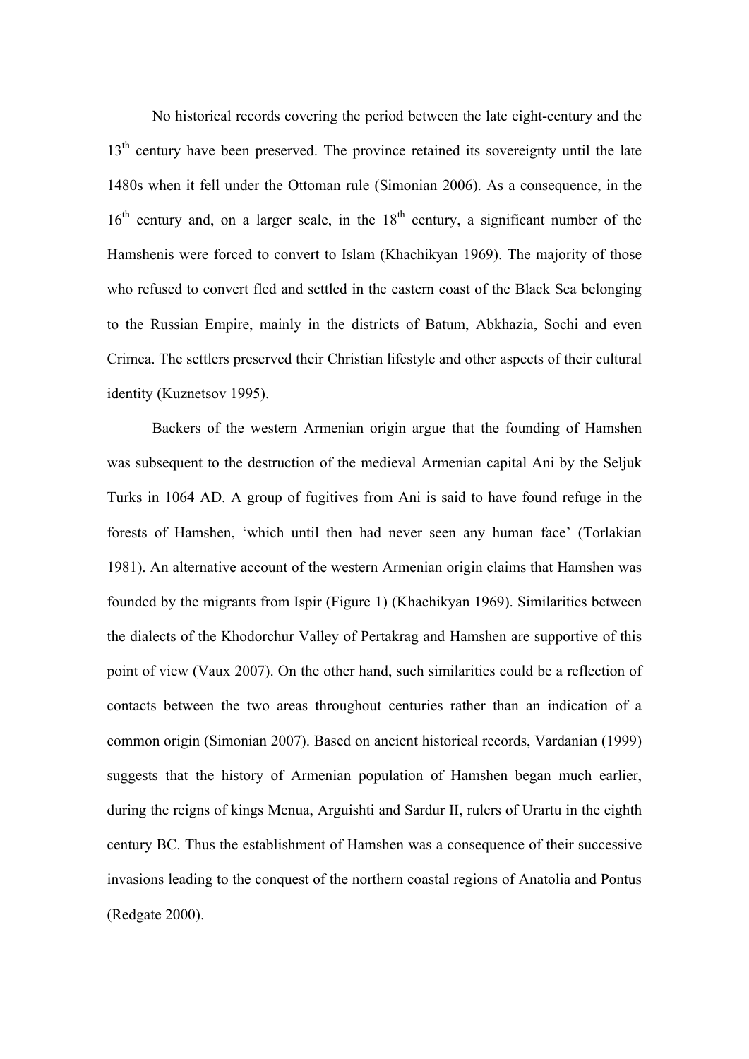No historical records covering the period between the late eight-century and the 13th century have been preserved. The province retained its sovereignty until the late 1480s when it fell under the Ottoman rule (Simonian 2006). As a consequence, in the 16th century and, on a larger scale, in the 18th century, a significant number of the Hamshenis were forced to convert to Islam (Khachikyan 1969). The majority of those who refused to convert fled and settled in the eastern coast of the Black Sea belonging to the Russian Empire, mainly in the districts of Batum, Abkhazia, Sochi and even Crimea. The settlers preserved their Christian lifestyle and other aspects of their cultural identity (Kuznetsov 1995).

Backers of the western Armenian origin argue that the founding of Hamshen was subsequent to the destruction of the medieval Armenian capital Ani by the Seljuk Turks in 1064 AD. A group of fugitives from Ani is said to have found refuge in the forests of Hamshen, 'which until then had never seen any human face' (Torlakian 1981). An alternative account of the western Armenian origin claims that Hamshen was founded by the migrants from Ispir (Figure 1) (Khachikyan 1969). Similarities between the dialects of the Khodorchur Valley of Pertakrag and Hamshen are supportive of this point of view (Vaux 2007). On the other hand, such similarities could be a reflection of contacts between the two areas throughout centuries rather than an indication of a common origin (Simonian 2007). Based on ancient historical records, Vardanian (1999) suggests that the history of Armenian population of Hamshen began much earlier, during the reigns of kings Menua, Arguishti and Sardur II, rulers of Urartu in the eighth century BC. Thus the establishment of Hamshen was a consequence of their successive invasions leading to the conquest of the northern coastal regions of Anatolia and Pontus (Redgate 2000).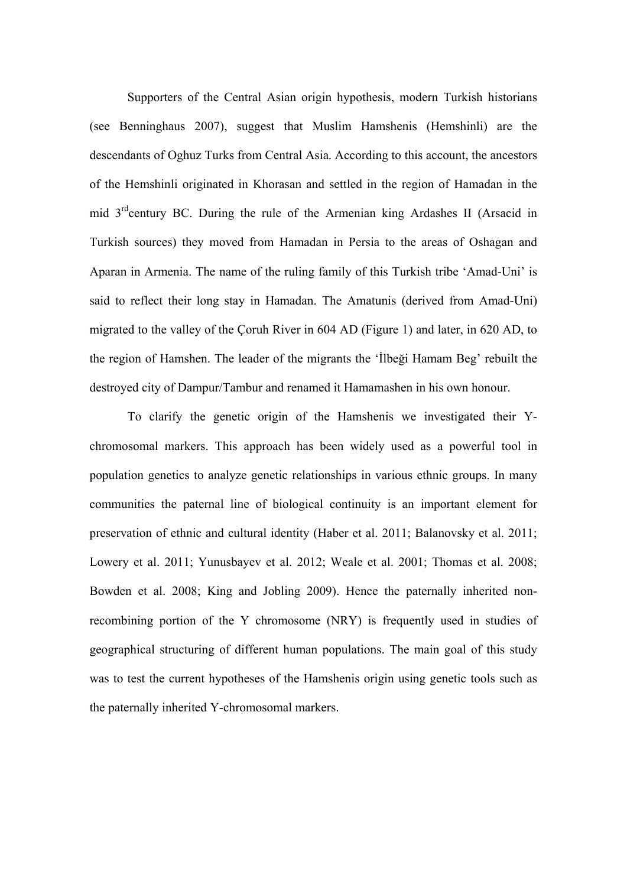Supporters of the Central Asian origin hypothesis, modern Turkish historians (see Benninghaus 2007), suggest that Muslim Hamshenis (Hemshinli) are the descendants of Oghuz Turks from Central Asia. According to this account, the ancestors of the Hemshinli originated in Khorasan and settled in the region of Hamadan in the mid 3rd century BC. During the rule of the Armenian king Ardashes II (Arsacid in Turkish sources) they moved from Hamadan in Persia to the areas of Oshagan and Aparan in Armenia. The name of the ruling family of this Turkish tribe 'Amad-Uni' is said to reflect their long stay in Hamadan. The Amatunis (derived from Amad-Uni) migrated to the valley of the Çoruh River in 604 AD (Figure 1) and later, in 620 AD, to the region of Hamshen. The leader of the migrants the 'İlbeği Hamam Beg' rebuilt the destroyed city of Dampur/Tambur and renamed it Hamamashen in his own honour.

To clarify the genetic origin of the Hamshenis we investigated their Y-chromosomal markers. This approach has been widely used as a powerful tool in population genetics to analyze genetic relationships in various ethnic groups. In many communities the paternal line of biological continuity is an important element for preservation of ethnic and cultural identity (Haber et al. 2011; Balanovsky et al. 2011; Lowery et al. 2011; Yunusbayev et al. 2012; Weale et al. 2001; Thomas et al. 2008; Bowden et al. 2008; King and Jobling 2009). Hence the paternally inherited non-recombining portion of the Y chromosome (NRY) is frequently used in studies of geographical structuring of different human populations. The main goal of this study was to test the current hypotheses of the Hamshenis origin using genetic tools such as the paternally inherited Y-chromosomal markers.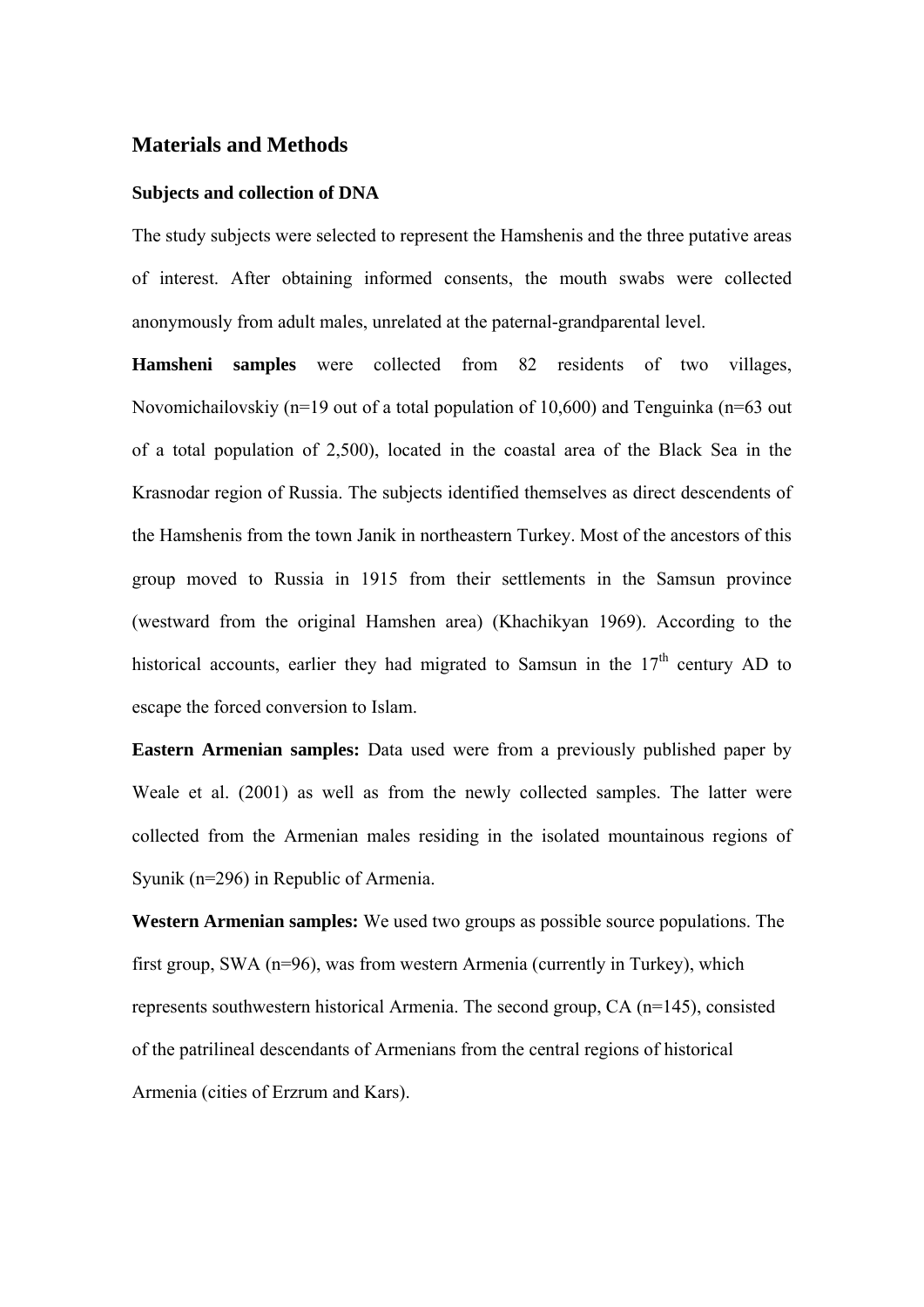## Materials and Methods

### Subjects and collection of DNA

The study subjects were selected to represent the Hamshenis and the three putative areas of interest. After obtaining informed consents, the mouth swabs were collected anonymously from adult males, unrelated at the paternal-grandparental level.

**Hamsheni samples** were collected from 82 residents of two villages, Novomichailovskiy (n=19 out of a total population of 10,600) and Tenguinka (n=63 out of a total population of 2,500), located in the coastal area of the Black Sea in the Krasnodar region of Russia. The subjects identified themselves as direct descendents of the Hamshenis from the town Janik in northeastern Turkey. Most of the ancestors of this group moved to Russia in 1915 from their settlements in the Samsun province (westward from the original Hamshen area) (Khachikyan 1969). According to the historical accounts, earlier they had migrated to Samsun in the 17th century AD to escape the forced conversion to Islam.

**Eastern Armenian samples:** Data used were from a previously published paper by Weale et al. (2001) as well as from the newly collected samples. The latter were collected from the Armenian males residing in the isolated mountainous regions of Syunik (n=296) in Republic of Armenia.

**Western Armenian samples:** We used two groups as possible source populations. The first group, SWA (n=96), was from western Armenia (currently in Turkey), which represents southwestern historical Armenia. The second group, CA (n=145), consisted of the patrilineal descendants of Armenians from the central regions of historical Armenia (cities of Erzrum and Kars).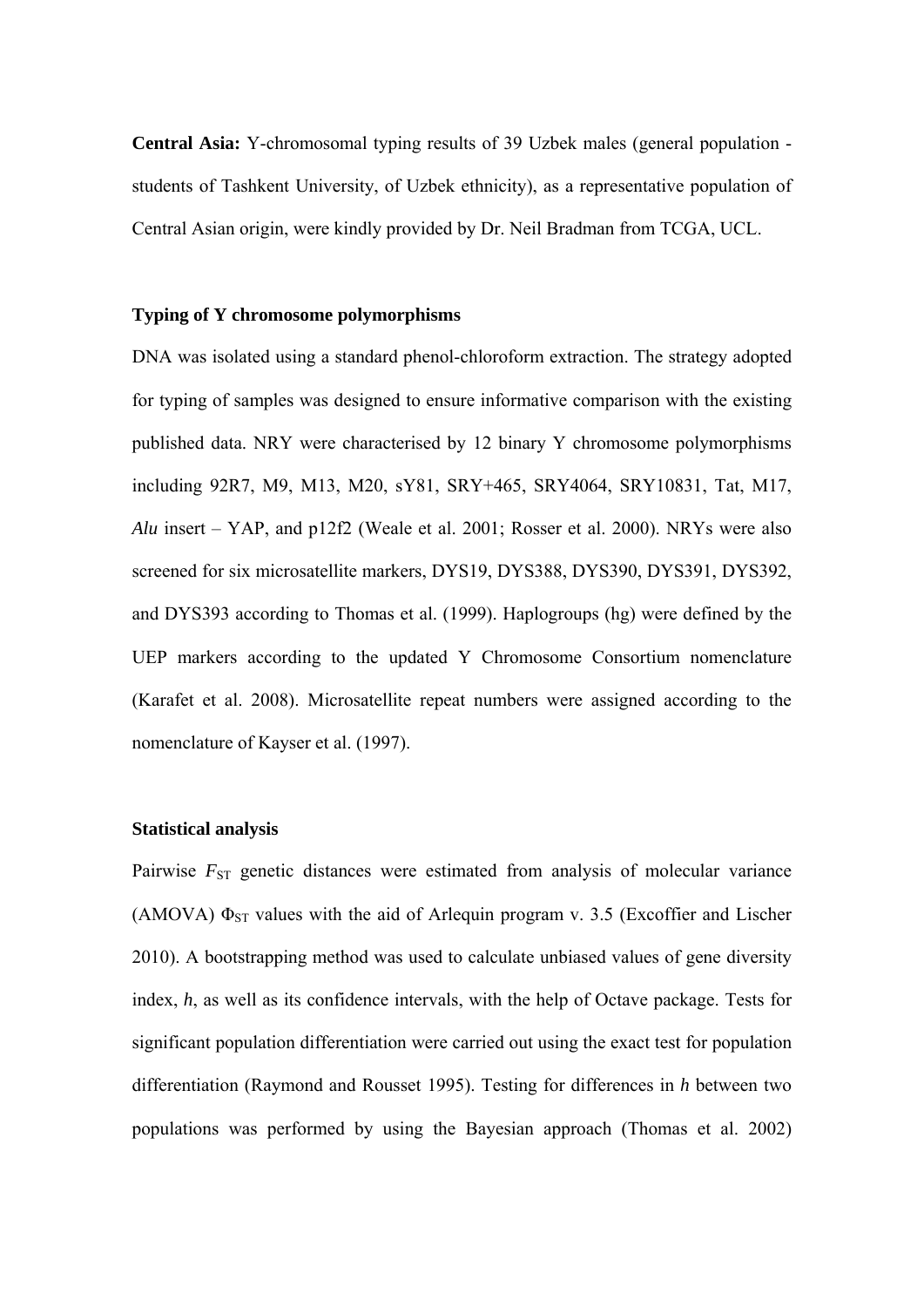**Central Asia:** Y-chromosomal typing results of 39 Uzbek males (general population - students of Tashkent University, of Uzbek ethnicity), as a representative population of Central Asian origin, were kindly provided by Dr. Neil Bradman from TCGA, UCL.

### Typing of Y chromosome polymorphisms

DNA was isolated using a standard phenol-chloroform extraction. The strategy adopted for typing of samples was designed to ensure informative comparison with the existing published data. NRY were characterised by 12 binary Y chromosome polymorphisms including 92R7, M9, M13, M20, sY81, SRY+465, SRY4064, SRY10831, Tat, M17, *Alu* insert – YAP, and p12f2 (Weale et al. 2001; Rosser et al. 2000). NRYs were also screened for six microsatellite markers, DYS19, DYS388, DYS390, DYS391, DYS392, and DYS393 according to Thomas et al. (1999). Haplogroups (hg) were defined by the UEP markers according to the updated Y Chromosome Consortium nomenclature (Karafet et al. 2008). Microsatellite repeat numbers were assigned according to the nomenclature of Kayser et al. (1997).

### Statistical analysis

Pairwise $F_{ST}$ genetic distances were estimated from analysis of molecular variance (AMOVA) $\Phi_{ST}$ values with the aid of Arlequin program v. 3.5 (Excoffier and Lischer 2010). A bootstrapping method was used to calculate unbiased values of gene diversity index, $h$, as well as its confidence intervals, with the help of Octave package. Tests for significant population differentiation were carried out using the exact test for population differentiation (Raymond and Rousset 1995). Testing for differences in $h$ between two populations was performed by using the Bayesian approach (Thomas et al. 2002)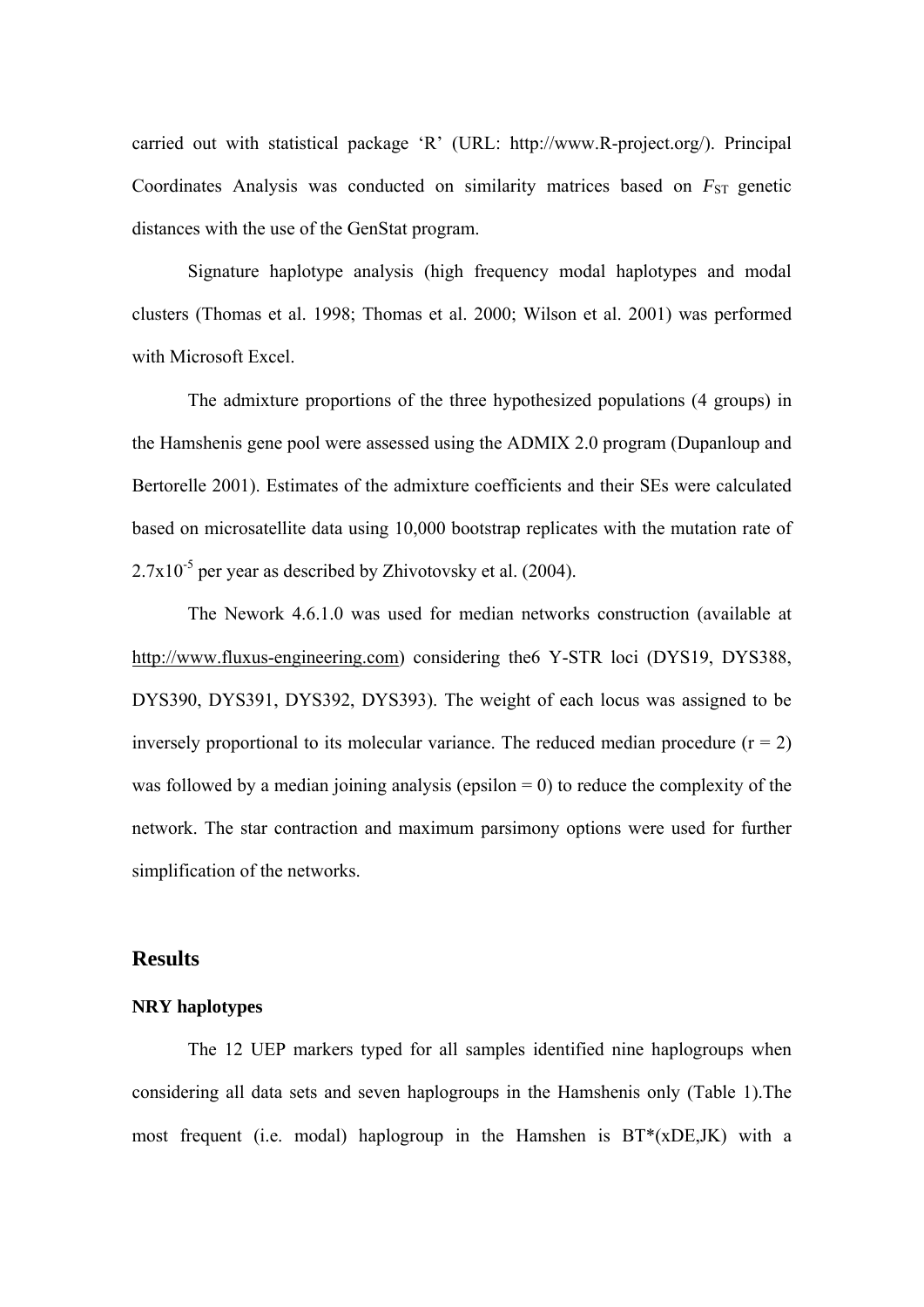carried out with statistical package ‘R’ (URL: http://www.R-project.org/). Principal Coordinates Analysis was conducted on similarity matrices based on $F_{ST}$ genetic distances with the use of the GenStat program.

Signature haplotype analysis (high frequency modal haplotypes and modal clusters (Thomas et al. 1998; Thomas et al. 2000; Wilson et al. 2001) was performed with Microsoft Excel.

The admixture proportions of the three hypothesized populations (4 groups) in the Hamshenis gene pool were assessed using the ADMIX 2.0 program (Dupanloup and Bertorelle 2001). Estimates of the admixture coefficients and their SEs were calculated based on microsatellite data using 10,000 bootstrap replicates with the mutation rate of $2.7x10^{-5}$ per year as described by Zhivotovsky et al. (2004).

The Nework 4.6.1.0 was used for median networks construction (available at http://www.fluxus-engineering.com) considering the6 Y-STR loci (DYS19, DYS388, DYS390, DYS391, DYS392, DYS393). The weight of each locus was assigned to be inversely proportional to its molecular variance. The reduced median procedure (r = 2) was followed by a median joining analysis (epsilon = 0) to reduce the complexity of the network. The star contraction and maximum parsimony options were used for further simplification of the networks.

## Results

### NRY haplotypes

The 12 UEP markers typed for all samples identified nine haplogroups when considering all data sets and seven haplogroups in the Hamshenis only (Table 1).The most frequent (i.e. modal) haplogroup in the Hamshen is BT*(xDE,JK) with a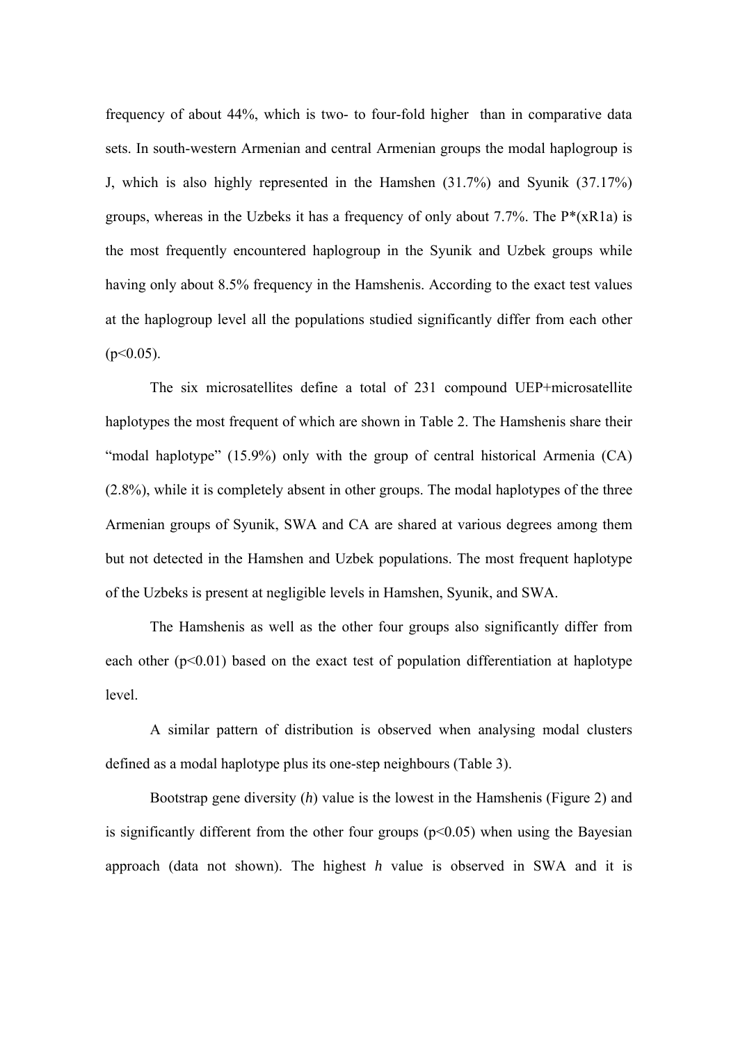frequency of about 44%, which is two- to four-fold higher than in comparative data sets. In south-western Armenian and central Armenian groups the modal haplogroup is J, which is also highly represented in the Hamshen (31.7%) and Syunik (37.17%) groups, whereas in the Uzbeks it has a frequency of only about 7.7%. The P*(xR1a) is the most frequently encountered haplogroup in the Syunik and Uzbek groups while having only about 8.5% frequency in the Hamshenis. According to the exact test values at the haplogroup level all the populations studied significantly differ from each other ($p<0.05$).

The six microsatellites define a total of 231 compound UEP+microsatellite haplotypes the most frequent of which are shown in Table 2. The Hamshenis share their "modal haplotype" (15.9%) only with the group of central historical Armenia (CA) (2.8%), while it is completely absent in other groups. The modal haplotypes of the three Armenian groups of Syunik, SWA and CA are shared at various degrees among them but not detected in the Hamshen and Uzbek populations. The most frequent haplotype of the Uzbeks is present at negligible levels in Hamshen, Syunik, and SWA.

The Hamshenis as well as the other four groups also significantly differ from each other ($p<0.01$) based on the exact test of population differentiation at haplotype level.

A similar pattern of distribution is observed when analysing modal clusters defined as a modal haplotype plus its one-step neighbours (Table 3).

Bootstrap gene diversity ($h$) value is the lowest in the Hamshenis (Figure 2) and is significantly different from the other four groups ($p<0.05$) when using the Bayesian approach (data not shown). The highest $h$ value is observed in SWA and it is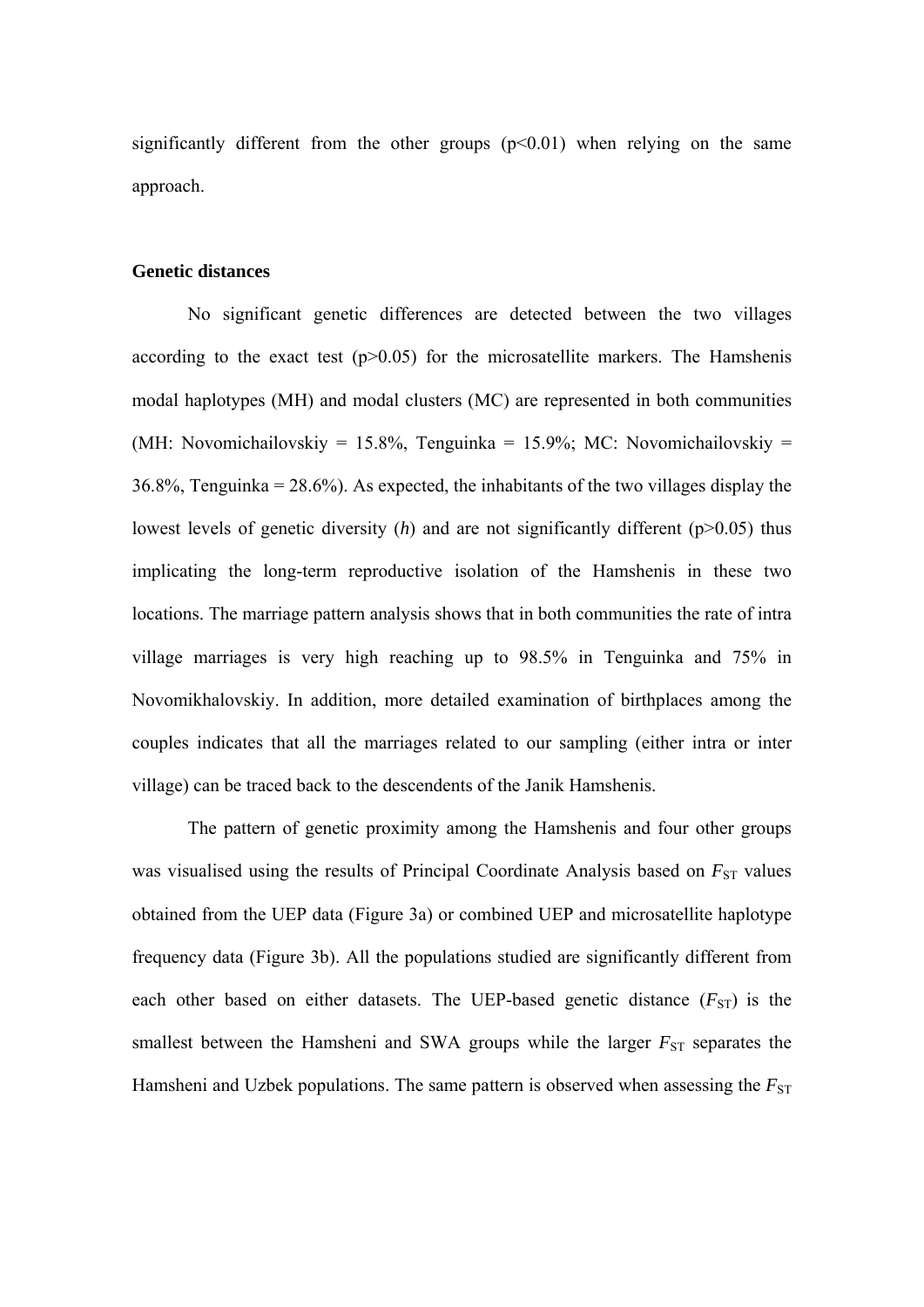significantly different from the other groups ($p<0.01$) when relying on the same approach.

## Genetic distances

No significant genetic differences are detected between the two villages according to the exact test ($p>0.05$) for the microsatellite markers. The Hamshenis modal haplotypes (MH) and modal clusters (MC) are represented in both communities (MH: Novomichailovskiy = 15.8%, Tenguinka = 15.9%; MC: Novomichailovskiy = 36.8%, Tenguinka = 28.6%). As expected, the inhabitants of the two villages display the lowest levels of genetic diversity (*h*) and are not significantly different ($p>0.05$) thus implicating the long-term reproductive isolation of the Hamshenis in these two locations. The marriage pattern analysis shows that in both communities the rate of intra village marriages is very high reaching up to 98.5% in Tenguinka and 75% in Novomikhalovskiy. In addition, more detailed examination of birthplaces among the couples indicates that all the marriages related to our sampling (either intra or inter village) can be traced back to the descendents of the Janik Hamshenis.

The pattern of genetic proximity among the Hamshenis and four other groups was visualised using the results of Principal Coordinate Analysis based on $F_{ST}$ values obtained from the UEP data (Figure 3a) or combined UEP and microsatellite haplotype frequency data (Figure 3b). All the populations studied are significantly different from each other based on either datasets. The UEP-based genetic distance ($F_{ST}$) is the smallest between the Hamsheni and SWA groups while the larger $F_{ST}$ separates the Hamsheni and Uzbek populations. The same pattern is observed when assessing the $F_{ST}$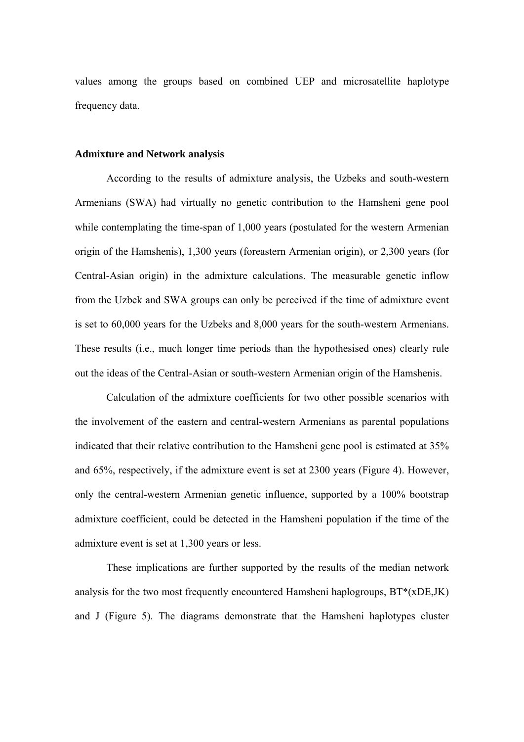values among the groups based on combined UEP and microsatellite haplotype frequency data.

**Admixture and Network analysis**

According to the results of admixture analysis, the Uzbeks and south-western Armenians (SWA) had virtually no genetic contribution to the Hamsheni gene pool while contemplating the time-span of 1,000 years (postulated for the western Armenian origin of the Hamshenis), 1,300 years (foreastern Armenian origin), or 2,300 years (for Central-Asian origin) in the admixture calculations. The measurable genetic inflow from the Uzbek and SWA groups can only be perceived if the time of admixture event is set to 60,000 years for the Uzbeks and 8,000 years for the south-western Armenians. These results (i.e., much longer time periods than the hypothesised ones) clearly rule out the ideas of the Central-Asian or south-western Armenian origin of the Hamshenis.

Calculation of the admixture coefficients for two other possible scenarios with the involvement of the eastern and central-western Armenians as parental populations indicated that their relative contribution to the Hamsheni gene pool is estimated at 35% and 65%, respectively, if the admixture event is set at 2300 years (Figure 4). However, only the central-western Armenian genetic influence, supported by a 100% bootstrap admixture coefficient, could be detected in the Hamsheni population if the time of the admixture event is set at 1,300 years or less.

These implications are further supported by the results of the median network analysis for the two most frequently encountered Hamsheni haplogroups, BT*(xDE,JK) and J (Figure 5). The diagrams demonstrate that the Hamsheni haplotypes cluster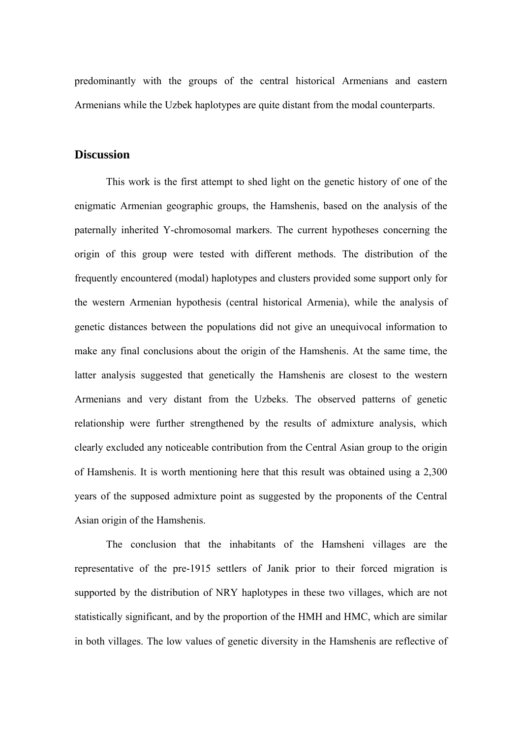predominantly with the groups of the central historical Armenians and eastern Armenians while the Uzbek haplotypes are quite distant from the modal counterparts.

## Discussion

This work is the first attempt to shed light on the genetic history of one of the enigmatic Armenian geographic groups, the Hamshenis, based on the analysis of the paternally inherited Y-chromosomal markers. The current hypotheses concerning the origin of this group were tested with different methods. The distribution of the frequently encountered (modal) haplotypes and clusters provided some support only for the western Armenian hypothesis (central historical Armenia), while the analysis of genetic distances between the populations did not give an unequivocal information to make any final conclusions about the origin of the Hamshenis. At the same time, the latter analysis suggested that genetically the Hamshenis are closest to the western Armenians and very distant from the Uzbeks. The observed patterns of genetic relationship were further strengthened by the results of admixture analysis, which clearly excluded any noticeable contribution from the Central Asian group to the origin of Hamshenis. It is worth mentioning here that this result was obtained using a 2,300 years of the supposed admixture point as suggested by the proponents of the Central Asian origin of the Hamshenis.

The conclusion that the inhabitants of the Hamsheni villages are the representative of the pre-1915 settlers of Janik prior to their forced migration is supported by the distribution of NRY haplotypes in these two villages, which are not statistically significant, and by the proportion of the HMH and HMC, which are similar in both villages. The low values of genetic diversity in the Hamshenis are reflective of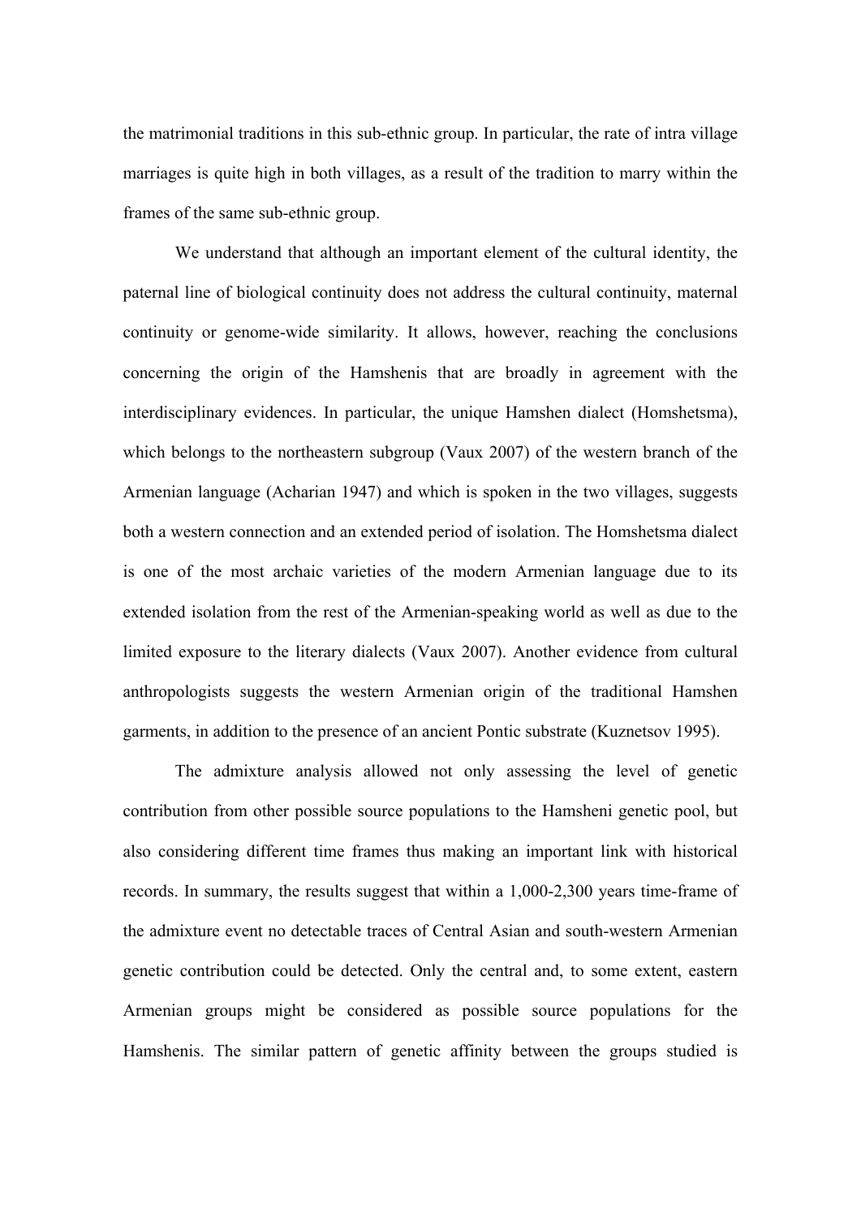the matrimonial traditions in this sub-ethnic group. In particular, the rate of intra village marriages is quite high in both villages, as a result of the tradition to marry within the frames of the same sub-ethnic group.

We understand that although an important element of the cultural identity, the paternal line of biological continuity does not address the cultural continuity, maternal continuity or genome-wide similarity. It allows, however, reaching the conclusions concerning the origin of the Hamshenis that are broadly in agreement with the interdisciplinary evidences. In particular, the unique Hamshen dialect (Homshetsma), which belongs to the northeastern subgroup (Vaux 2007) of the western branch of the Armenian language (Acharian 1947) and which is spoken in the two villages, suggests both a western connection and an extended period of isolation. The Homshetsma dialect is one of the most archaic varieties of the modern Armenian language due to its extended isolation from the rest of the Armenian-speaking world as well as due to the limited exposure to the literary dialects (Vaux 2007). Another evidence from cultural anthropologists suggests the western Armenian origin of the traditional Hamshen garments, in addition to the presence of an ancient Pontic substrate (Kuznetsov 1995).

The admixture analysis allowed not only assessing the level of genetic contribution from other possible source populations to the Hamsheni genetic pool, but also considering different time frames thus making an important link with historical records. In summary, the results suggest that within a 1,000-2,300 years time-frame of the admixture event no detectable traces of Central Asian and south-western Armenian genetic contribution could be detected. Only the central and, to some extent, eastern Armenian groups might be considered as possible source populations for the Hamshenis. The similar pattern of genetic affinity between the groups studied is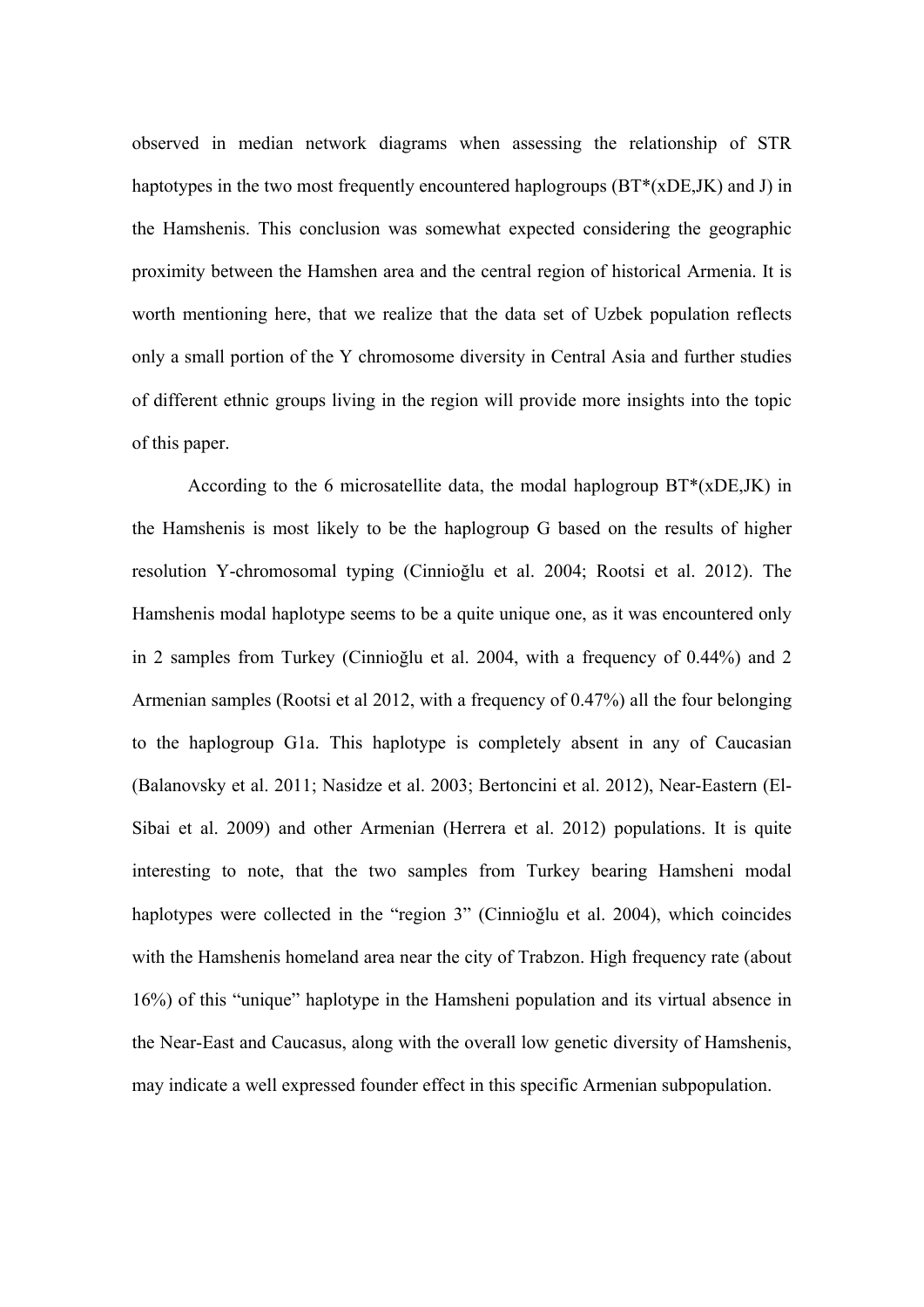observed in median network diagrams when assessing the relationship of STR haptotypes in the two most frequently encountered haplogroups (BT*(xDE,JK) and J) in the Hamshenis. This conclusion was somewhat expected considering the geographic proximity between the Hamshen area and the central region of historical Armenia. It is worth mentioning here, that we realize that the data set of Uzbek population reflects only a small portion of the Y chromosome diversity in Central Asia and further studies of different ethnic groups living in the region will provide more insights into the topic of this paper.

According to the 6 microsatellite data, the modal haplogroup BT*(xDE,JK) in the Hamshenis is most likely to be the haplogroup G based on the results of higher resolution Y-chromosomal typing (Cinnioğlu et al. 2004; Rootsi et al. 2012). The Hamshenis modal haplotype seems to be a quite unique one, as it was encountered only in 2 samples from Turkey (Cinnioğlu et al. 2004, with a frequency of 0.44%) and 2 Armenian samples (Rootsi et al 2012, with a frequency of 0.47%) all the four belonging to the haplogroup G1a. This haplotype is completely absent in any of Caucasian (Balanovsky et al. 2011; Nasidze et al. 2003; Bertoncini et al. 2012), Near-Eastern (El-Sibai et al. 2009) and other Armenian (Herrera et al. 2012) populations. It is quite interesting to note, that the two samples from Turkey bearing Hamsheni modal haplotypes were collected in the "region 3" (Cinnioğlu et al. 2004), which coincides with the Hamshenis homeland area near the city of Trabzon. High frequency rate (about 16%) of this "unique" haplotype in the Hamsheni population and its virtual absence in the Near-East and Caucasus, along with the overall low genetic diversity of Hamshenis, may indicate a well expressed founder effect in this specific Armenian subpopulation.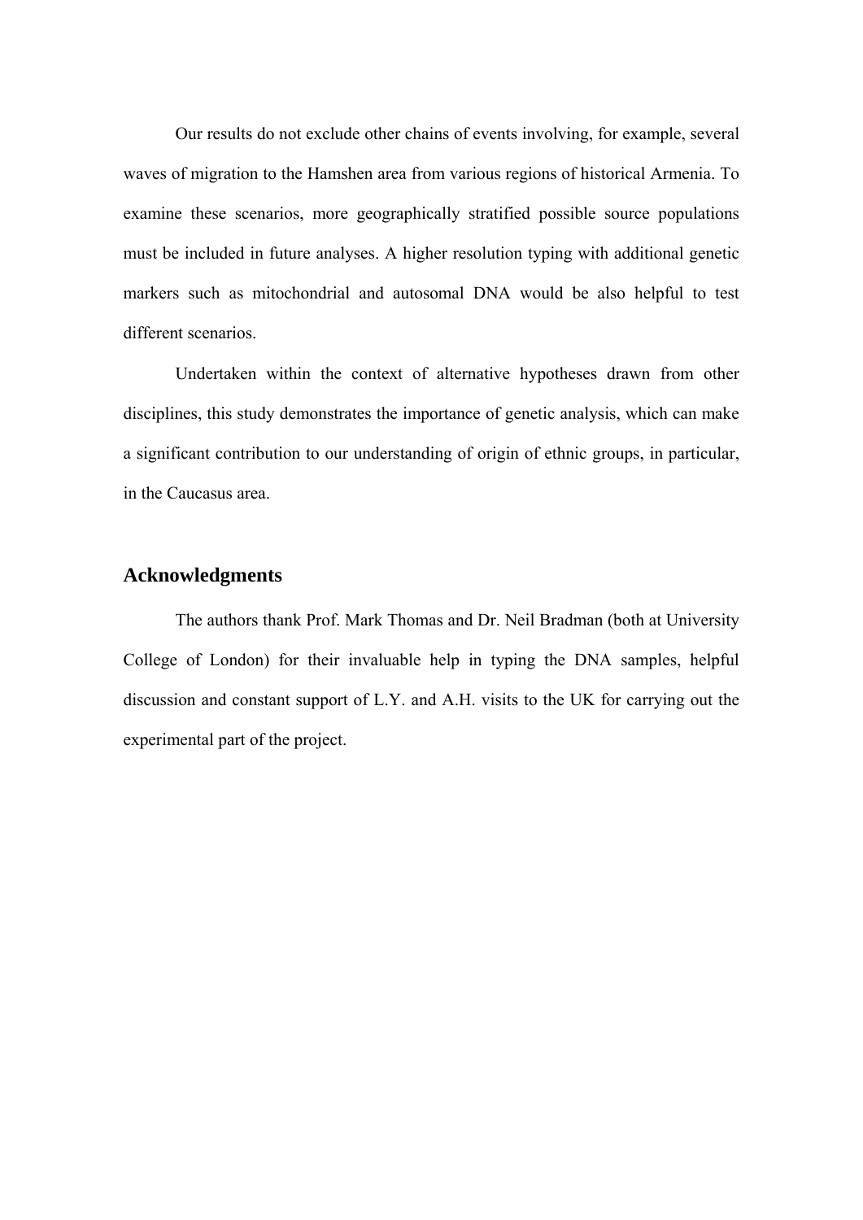Our results do not exclude other chains of events involving, for example, several waves of migration to the Hamshen area from various regions of historical Armenia. To examine these scenarios, more geographically stratified possible source populations must be included in future analyses. A higher resolution typing with additional genetic markers such as mitochondrial and autosomal DNA would be also helpful to test different scenarios.

Undertaken within the context of alternative hypotheses drawn from other disciplines, this study demonstrates the importance of genetic analysis, which can make a significant contribution to our understanding of origin of ethnic groups, in particular, in the Caucasus area.

## Acknowledgments

The authors thank Prof. Mark Thomas and Dr. Neil Bradman (both at University College of London) for their invaluable help in typing the DNA samples, helpful discussion and constant support of L.Y. and A.H. visits to the UK for carrying out the experimental part of the project.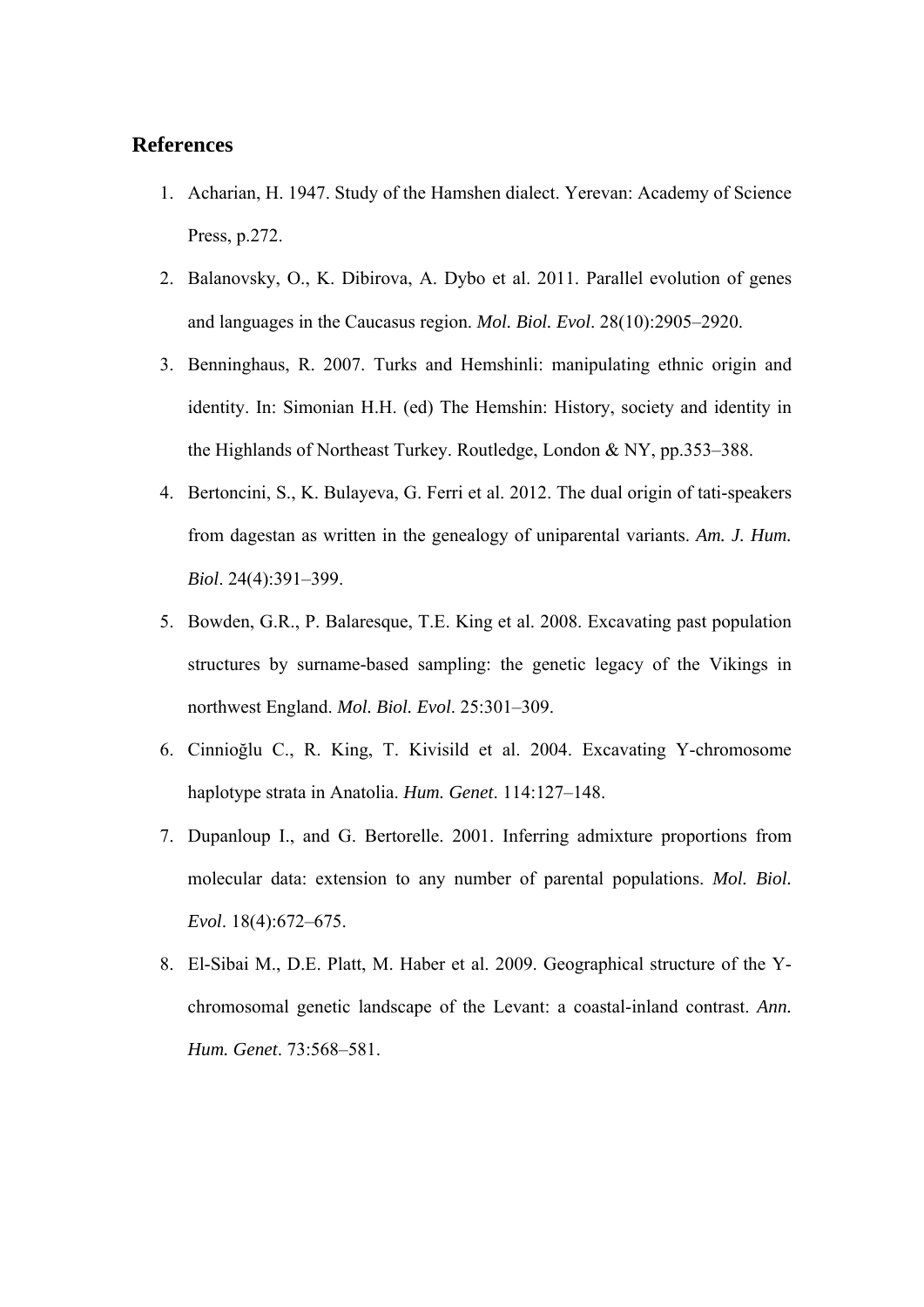## References

1. Acharian, H. 1947. Study of the Hamshen dialect. Yerevan: Academy of Science Press, p.272.
2. Balanovsky, O., K. Dibirova, A. Dybo et al. 2011. Parallel evolution of genes and languages in the Caucasus region. *Mol. Biol. Evol*. 28(10):2905–2920.
3. Benninghaus, R. 2007. Turks and Hemshinli: manipulating ethnic origin and identity. In: Simonian H.H. (ed) The Hemshin: History, society and identity in the Highlands of Northeast Turkey. Routledge, London & NY, pp.353–388.
4. Bertoncini, S., K. Bulayeva, G. Ferri et al. 2012. The dual origin of tati-speakers from dagestan as written in the genealogy of uniparental variants. *Am. J. Hum. Biol*. 24(4):391–399.
5. Bowden, G.R., P. Balaresque, T.E. King et al. 2008. Excavating past population structures by surname-based sampling: the genetic legacy of the Vikings in northwest England. *Mol. Biol. Evol*. 25:301–309.
6. Cinnioğlu C., R. King, T. Kivisild et al. 2004. Excavating Y-chromosome haplotype strata in Anatolia. *Hum. Genet*. 114:127–148.
7. Dupanloup I., and G. Bertorelle. 2001. Inferring admixture proportions from molecular data: extension to any number of parental populations. *Mol. Biol. Evol*. 18(4):672–675.
8. El-Sibai M., D.E. Platt, M. Haber et al. 2009. Geographical structure of the Y-chromosomal genetic landscape of the Levant: a coastal-inland contrast. *Ann. Hum. Genet*. 73:568–581.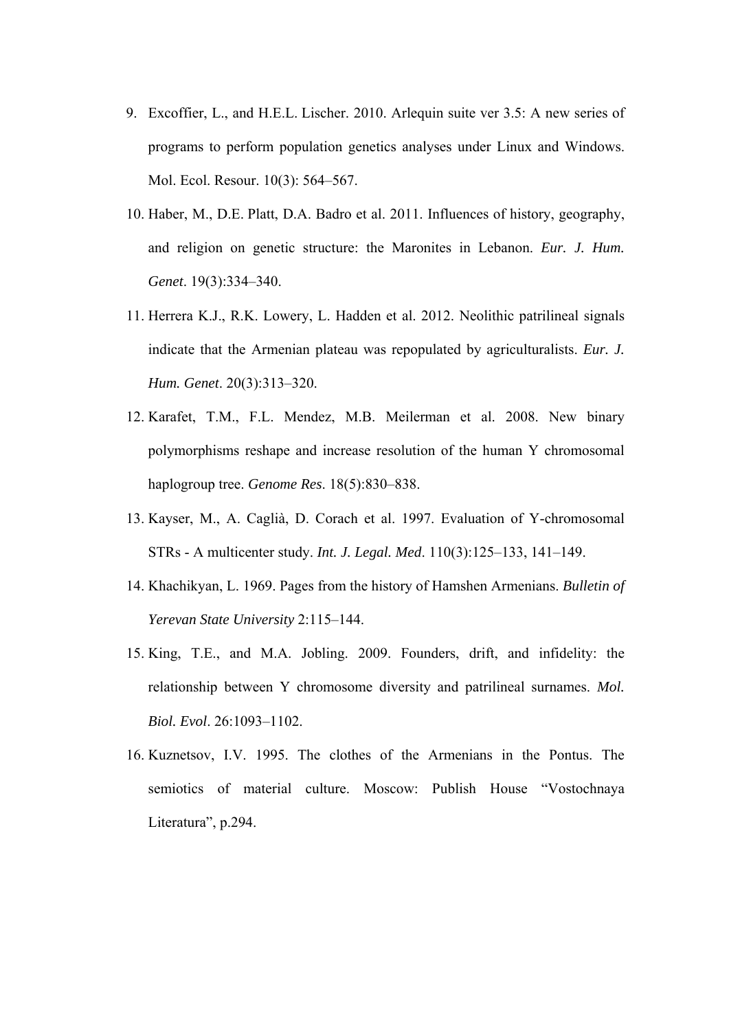9. Excoffier, L., and H.E.L. Lischer. 2010. Arlequin suite ver 3.5: A new series of programs to perform population genetics analyses under Linux and Windows. Mol. Ecol. Resour. 10(3): 564–567.
10. Haber, M., D.E. Platt, D.A. Badro et al. 2011. Influences of history, geography, and religion on genetic structure: the Maronites in Lebanon. *Eur. J. Hum. Genet*. 19(3):334–340.
11. Herrera K.J., R.K. Lowery, L. Hadden et al. 2012. Neolithic patrilineal signals indicate that the Armenian plateau was repopulated by agriculturalists. *Eur. J. Hum. Genet*. 20(3):313–320.
12. Karafet, T.M., F.L. Mendez, M.B. Meilerman et al. 2008. New binary polymorphisms reshape and increase resolution of the human Y chromosomal haplogroup tree. *Genome Res*. 18(5):830–838.
13. Kayser, M., A. Caglià, D. Corach et al. 1997. Evaluation of Y-chromosomal STRs - A multicenter study. *Int. J. Legal. Med*. 110(3):125–133, 141–149.
14. Khachikyan, L. 1969. Pages from the history of Hamshen Armenians. *Bulletin of Yerevan State University* 2:115–144.
15. King, T.E., and M.A. Jobling. 2009. Founders, drift, and infidelity: the relationship between Y chromosome diversity and patrilineal surnames. *Mol. Biol. Evol*. 26:1093–1102.
16. Kuznetsov, I.V. 1995. The clothes of the Armenians in the Pontus. The semiotics of material culture. Moscow: Publish House "Vostochnaya Literatura", p.294.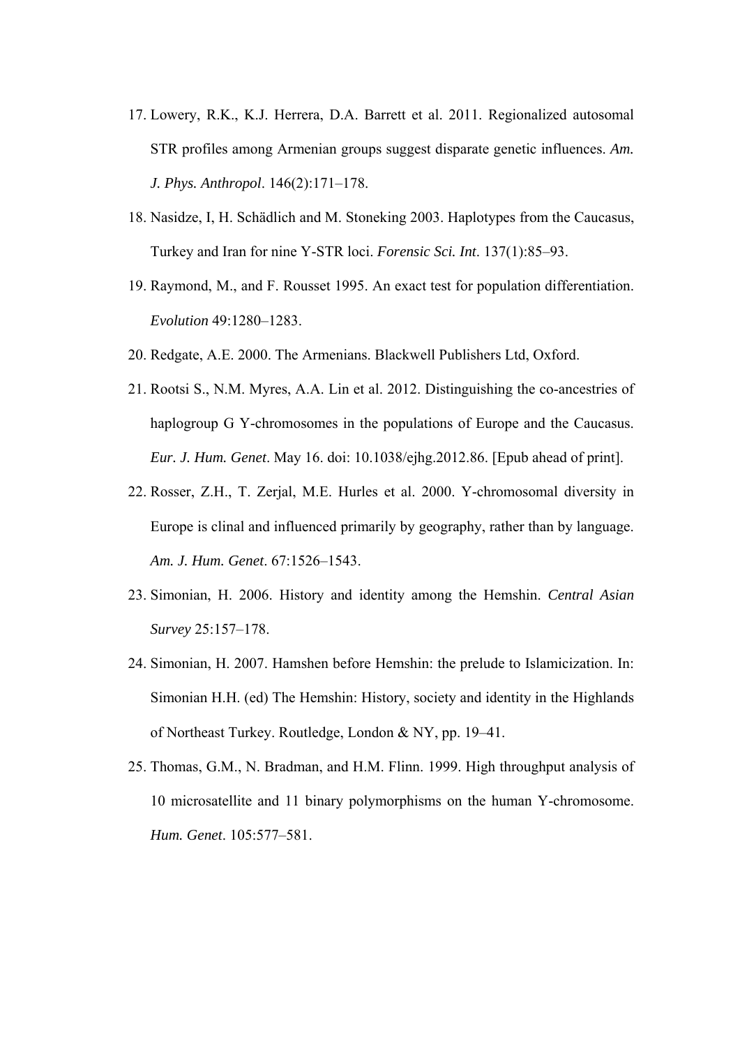17. Lowery, R.K., K.J. Herrera, D.A. Barrett et al. 2011. Regionalized autosomal STR profiles among Armenian groups suggest disparate genetic influences. *Am. J. Phys. Anthropol*. 146(2):171–178.
18. Nasidze, I, H. Schädlich and M. Stoneking 2003. Haplotypes from the Caucasus, Turkey and Iran for nine Y-STR loci. *Forensic Sci. Int*. 137(1):85–93.
19. Raymond, M., and F. Rousset 1995. An exact test for population differentiation. *Evolution* 49:1280–1283.
20. Redgate, A.E. 2000. The Armenians. Blackwell Publishers Ltd, Oxford.
21. Rootsi S., N.M. Myres, A.A. Lin et al. 2012. Distinguishing the co-ancestries of haplogroup G Y-chromosomes in the populations of Europe and the Caucasus. *Eur. J. Hum. Genet*. May 16. doi: 10.1038/ejhg.2012.86. [Epub ahead of print].
22. Rosser, Z.H., T. Zerjal, M.E. Hurles et al. 2000. Y-chromosomal diversity in Europe is clinal and influenced primarily by geography, rather than by language. *Am. J. Hum. Genet*. 67:1526–1543.
23. Simonian, H. 2006. History and identity among the Hemshin. *Central Asian Survey* 25:157–178.
24. Simonian, H. 2007. Hamshen before Hemshin: the prelude to Islamicization. In: Simonian H.H. (ed) The Hemshin: History, society and identity in the Highlands of Northeast Turkey. Routledge, London & NY, pp. 19–41.
25. Thomas, G.M., N. Bradman, and H.M. Flinn. 1999. High throughput analysis of 10 microsatellite and 11 binary polymorphisms on the human Y-chromosome. *Hum. Genet*. 105:577–581.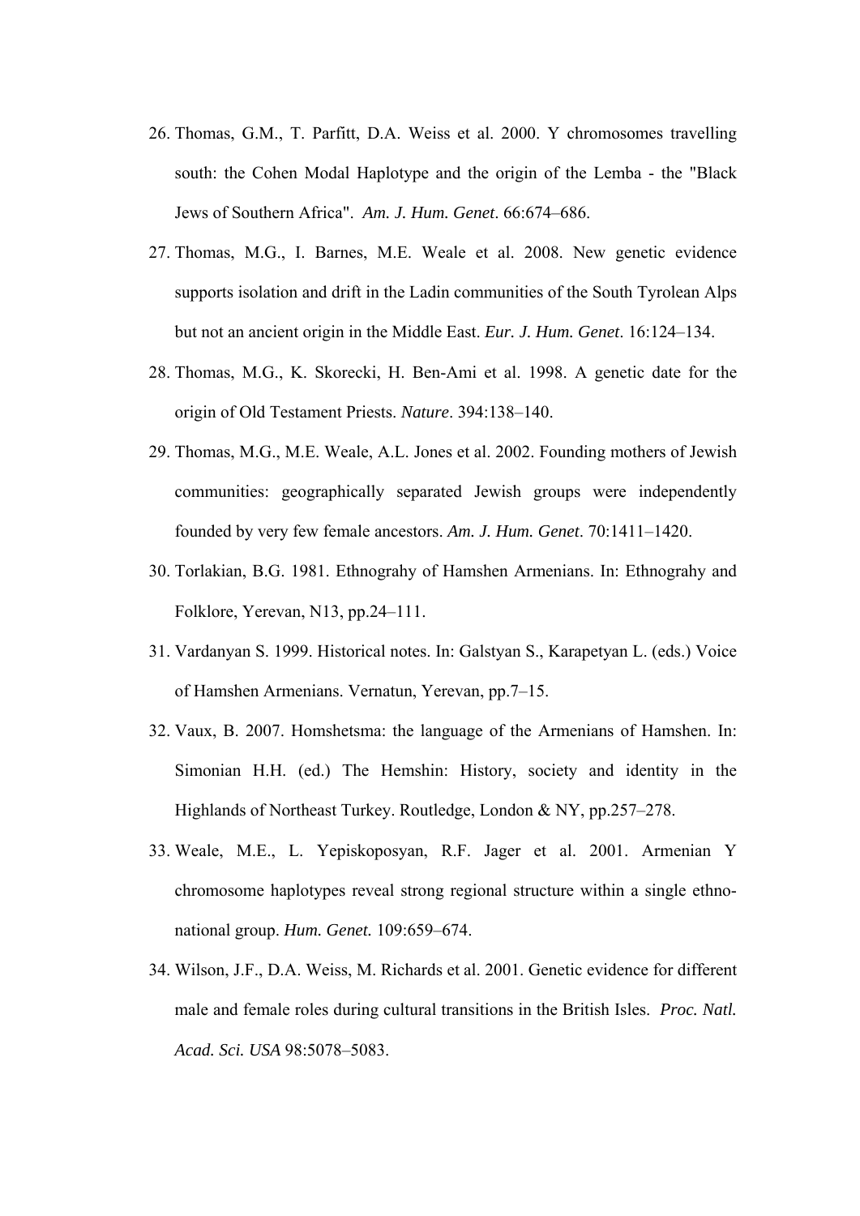26. Thomas, G.M., T. Parfitt, D.A. Weiss et al. 2000. Y chromosomes travelling south: the Cohen Modal Haplotype and the origin of the Lemba - the "Black Jews of Southern Africa". *Am. J. Hum. Genet*. 66:674–686.
27. Thomas, M.G., I. Barnes, M.E. Weale et al. 2008. New genetic evidence supports isolation and drift in the Ladin communities of the South Tyrolean Alps but not an ancient origin in the Middle East. *Eur. J. Hum. Genet*. 16:124–134.
28. Thomas, M.G., K. Skorecki, H. Ben-Ami et al. 1998. A genetic date for the origin of Old Testament Priests. *Nature*. 394:138–140.
29. Thomas, M.G., M.E. Weale, A.L. Jones et al. 2002. Founding mothers of Jewish communities: geographically separated Jewish groups were independently founded by very few female ancestors. *Am. J. Hum. Genet*. 70:1411–1420.
30. Torlakian, B.G. 1981. Ethnograhy of Hamshen Armenians. In: Ethnograhy and Folklore, Yerevan, N13, pp.24–111.
31. Vardanyan S. 1999. Historical notes. In: Galstyan S., Karapetyan L. (eds.) Voice of Hamshen Armenians. Vernatun, Yerevan, pp.7–15.
32. Vaux, B. 2007. Homshetsma: the language of the Armenians of Hamshen. In: Simonian H.H. (ed.) The Hemshin: History, society and identity in the Highlands of Northeast Turkey. Routledge, London & NY, pp.257–278.
33. Weale, M.E., L. Yepiskoposyan, R.F. Jager et al. 2001. Armenian Y chromosome haplotypes reveal strong regional structure within a single ethno-national group. *Hum. Genet.* 109:659–674.
34. Wilson, J.F., D.A. Weiss, M. Richards et al. 2001. Genetic evidence for different male and female roles during cultural transitions in the British Isles. *Proc. Natl. Acad. Sci. USA* 98:5078–5083.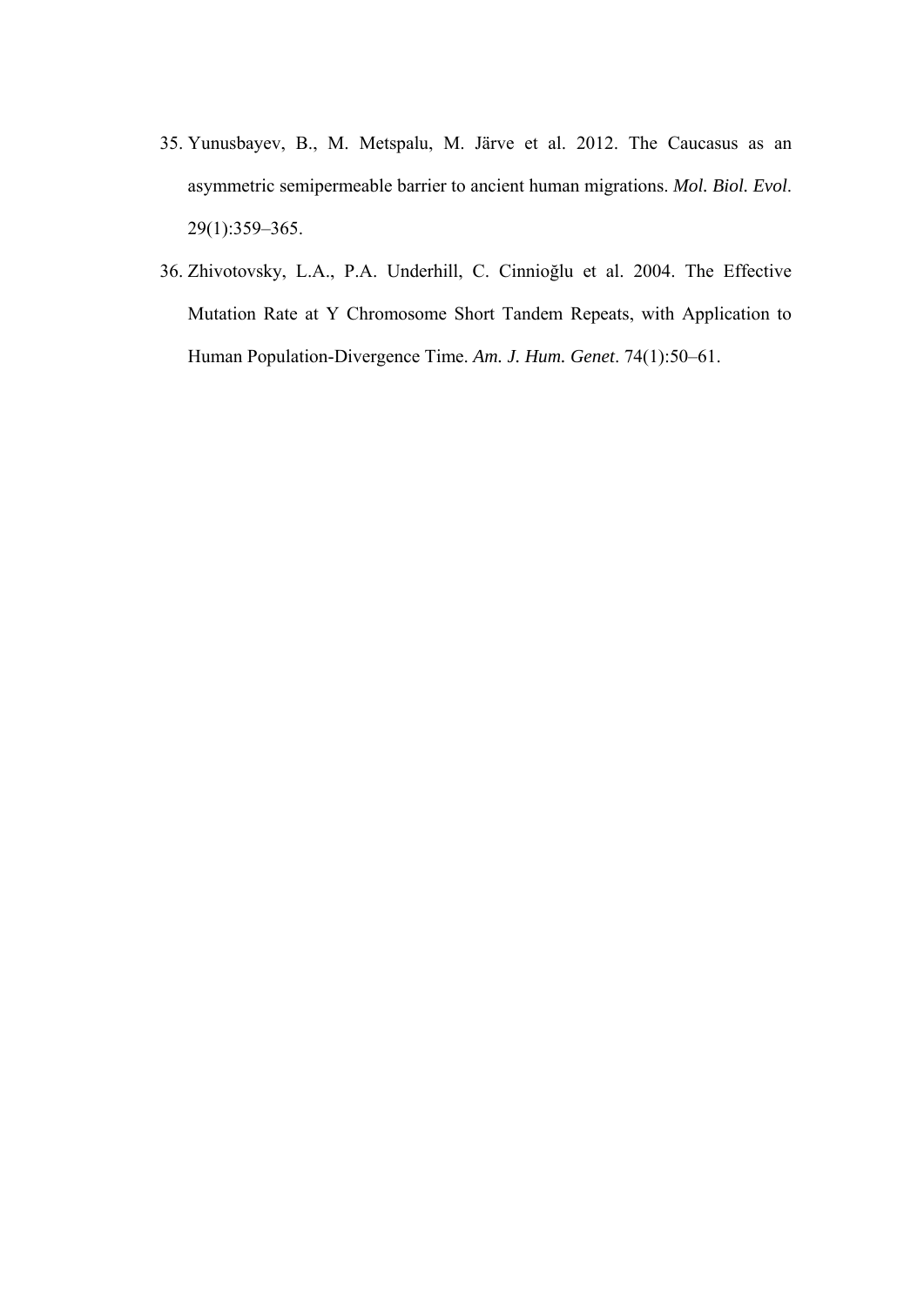35. Yunusbayev, B., M. Metspalu, M. Järve et al. 2012. The Caucasus as an asymmetric semipermeable barrier to ancient human migrations. *Mol. Biol. Evol*. 29(1):359–365.
36. Zhivotovsky, L.A., P.A. Underhill, C. Cinnioğlu et al. 2004. The Effective Mutation Rate at Y Chromosome Short Tandem Repeats, with Application to Human Population-Divergence Time. *Am. J. Hum. Genet*. 74(1):50–61.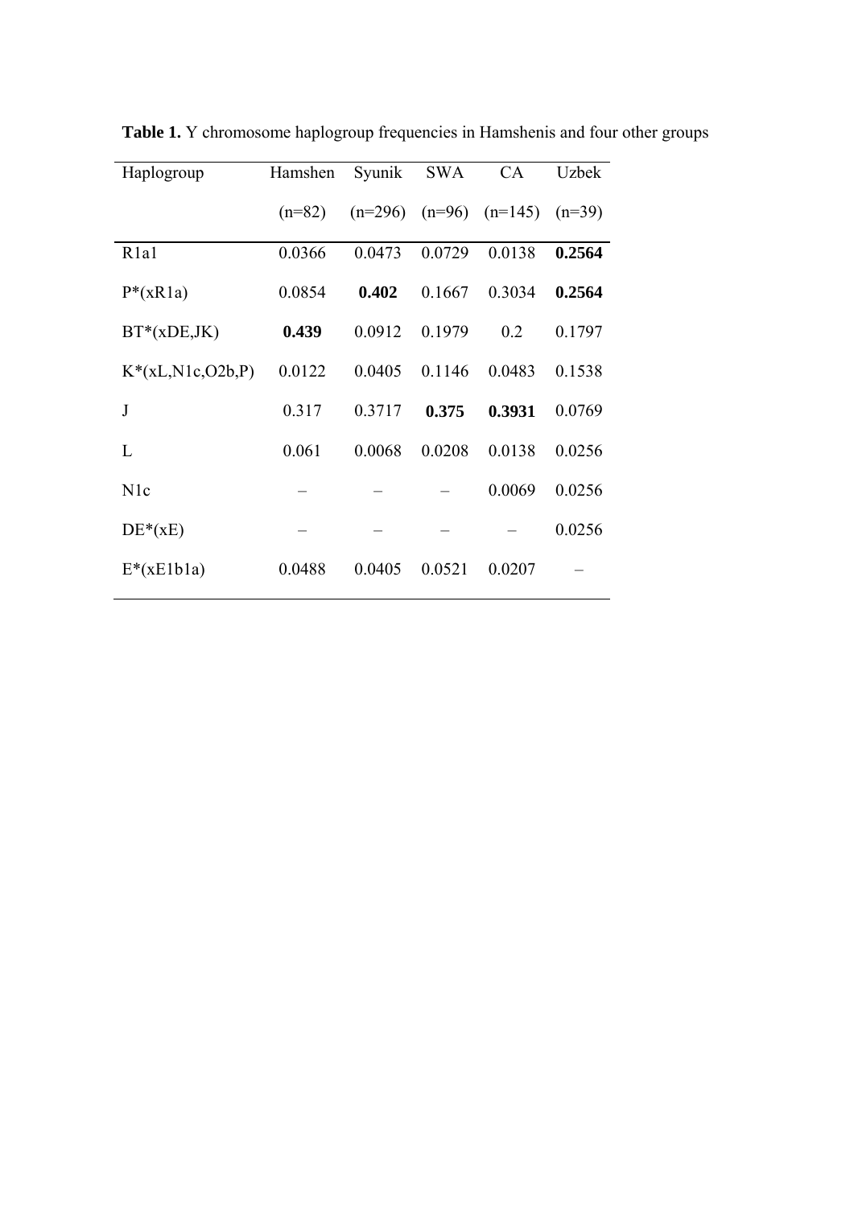**Table 1.** Y chromosome haplogroup frequencies in Hamshenis and four other groups

| Haplogroup | Hamshen (n=82) | Syunik (n=296) | SWA (n=96) | CA (n=145) | Uzbek (n=39) |
|---|---|---|---|---|---|
| R1a1 | 0.0366 | 0.0473 | 0.0729 | 0.0138 | **0.2564** |
| P*(xR1a) | 0.0854 | **0.402** | 0.1667 | 0.3034 | **0.2564** |
| BT*(xDE,JK) | **0.439** | 0.0912 | 0.1979 | 0.2 | 0.1797 |
| K*(xL,N1c,O2b,P) | 0.0122 | 0.0405 | 0.1146 | 0.0483 | 0.1538 |
| J | 0.317 | 0.3717 | **0.375** | **0.3931** | 0.0769 |
| L | 0.061 | 0.0068 | 0.0208 | 0.0138 | 0.0256 |
| N1c | – | – | – | 0.0069 | 0.0256 |
| DE*(xE) | – | – | – | – | 0.0256 |
| E*(xE1b1a) | 0.0488 | 0.0405 | 0.0521 | 0.0207 | – |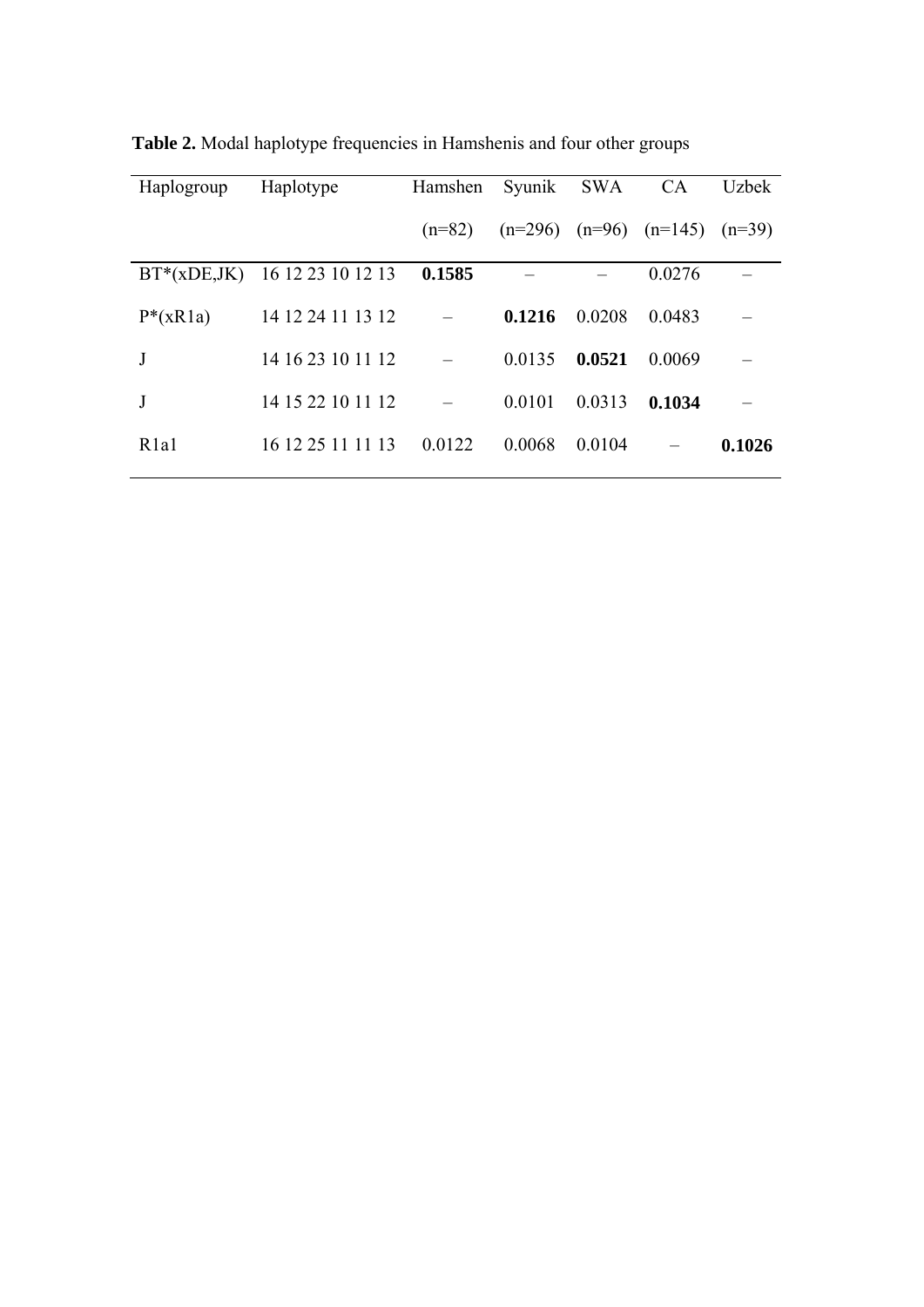**Table 2.** Modal haplotype frequencies in Hamshenis and four other groups

| Haplogroup | Haplotype | Hamshen (n=82) | Syunik (n=296) | SWA (n=96) | CA (n=145) | Uzbek (n=39) |
|---|---|---|---|---|---|---|
| BT*(xDE,JK) | 16 12 23 10 12 13 | **0.1585** | – | – | 0.0276 | – |
| P*(xR1a) | 14 12 24 11 13 12 | – | **0.1216** | 0.0208 | 0.0483 | – |
| J | 14 16 23 10 11 12 | – | 0.0135 | **0.0521** | 0.0069 | – |
| J | 14 15 22 10 11 12 | – | 0.0101 | 0.0313 | **0.1034** | – |
| R1a1 | 16 12 25 11 11 13 | 0.0122 | 0.0068 | 0.0104 | – | **0.1026** |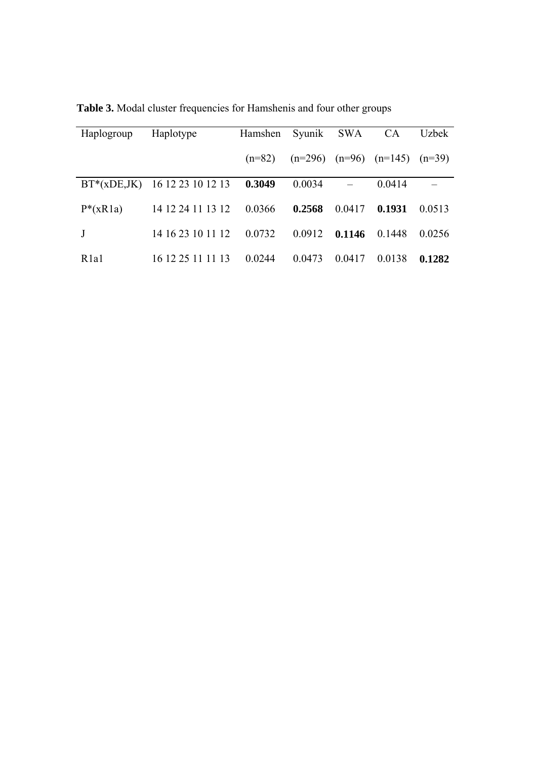**Table 3.** Modal cluster frequencies for Hamshenis and four other groups

| Haplogroup | Haplotype | Hamshen (n=82) | Syunik (n=296) | SWA (n=96) | CA (n=145) | Uzbek (n=39) |
|---|---|---|---|---|---|---|
| BT*(xDE,JK) | 16 12 23 10 12 13 | **0.3049** | 0.0034 | – | 0.0414 | – |
| P*(xR1a) | 14 12 24 11 13 12 | 0.0366 | **0.2568** | 0.0417 | **0.1931** | 0.0513 |
| J | 14 16 23 10 11 12 | 0.0732 | 0.0912 | **0.1146** | 0.1448 | 0.0256 |
| R1a1 | 16 12 25 11 11 13 | 0.0244 | 0.0473 | 0.0417 | 0.0138 | **0.1282** |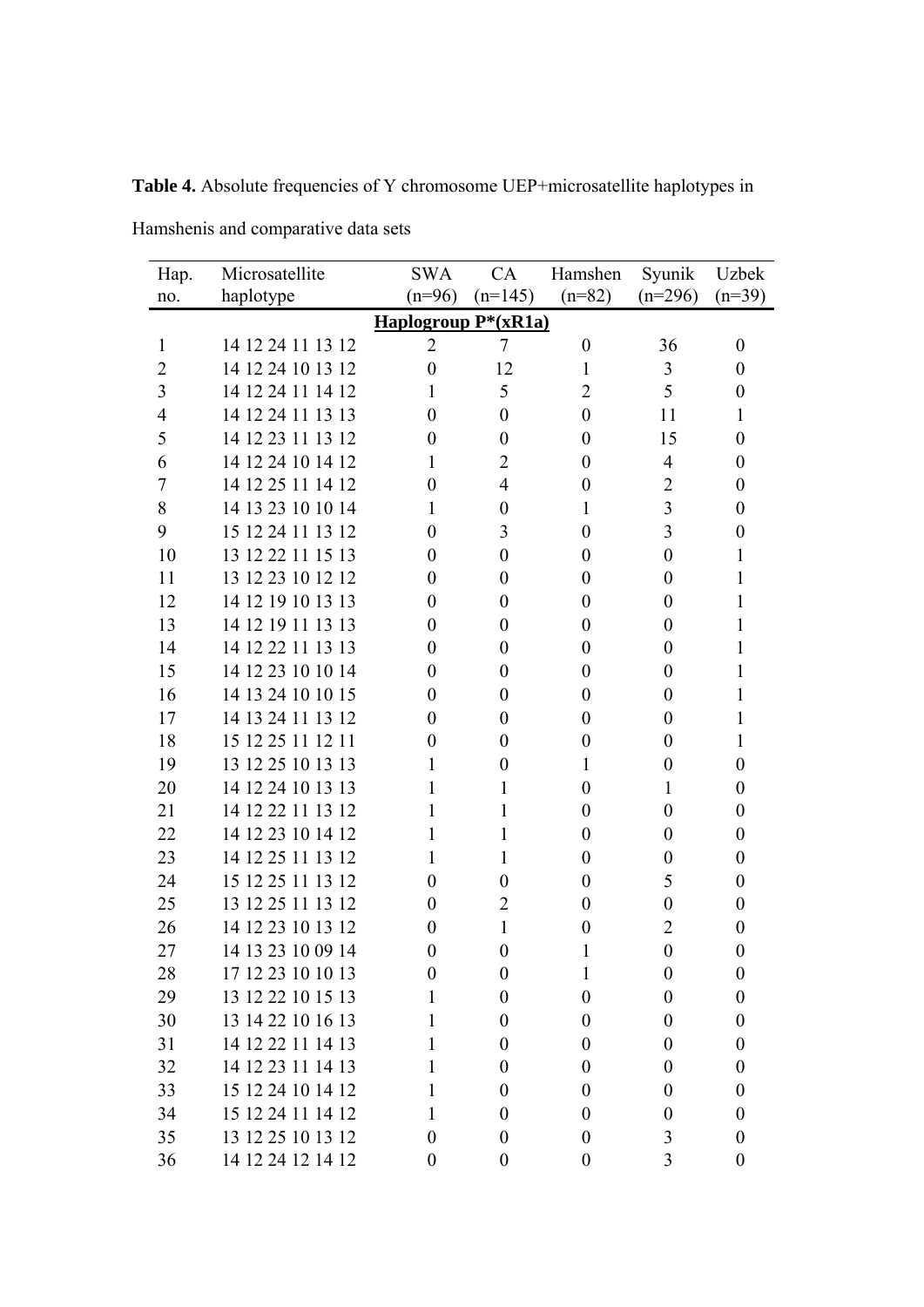**Table 4.** Absolute frequencies of Y chromosome UEP+microsatellite haplotypes in Hamshenis and comparative data sets

| Hap. no. | Microsatellite haplotype | SWA (n=96) | CA (n=145) | Hamshen (n=82) | Syunik (n=296) | Uzbek (n=39) |
|---|---|---|---|---|---|---|
| | **Haplogroup P*(xR1a)** | | | | | |
| 1 | 14 12 24 11 13 12 | 2 | 7 | 0 | 36 | 0 |
| 2 | 14 12 24 10 13 12 | 0 | 12 | 1 | 3 | 0 |
| 3 | 14 12 24 11 14 12 | 1 | 5 | 2 | 5 | 0 |
| 4 | 14 12 24 11 13 13 | 0 | 0 | 0 | 11 | 1 |
| 5 | 14 12 23 11 13 12 | 0 | 0 | 0 | 15 | 0 |
| 6 | 14 12 24 10 14 12 | 1 | 2 | 0 | 4 | 0 |
| 7 | 14 12 25 11 14 12 | 0 | 4 | 0 | 2 | 0 |
| 8 | 14 13 23 10 10 14 | 1 | 0 | 1 | 3 | 0 |
| 9 | 15 12 24 11 13 12 | 0 | 3 | 0 | 3 | 0 |
| 10 | 13 12 22 11 15 13 | 0 | 0 | 0 | 0 | 1 |
| 11 | 13 12 23 10 12 12 | 0 | 0 | 0 | 0 | 1 |
| 12 | 14 12 19 10 13 13 | 0 | 0 | 0 | 0 | 1 |
| 13 | 14 12 19 11 13 13 | 0 | 0 | 0 | 0 | 1 |
| 14 | 14 12 22 11 13 13 | 0 | 0 | 0 | 0 | 1 |
| 15 | 14 12 23 10 10 14 | 0 | 0 | 0 | 0 | 1 |
| 16 | 14 13 24 10 10 15 | 0 | 0 | 0 | 0 | 1 |
| 17 | 14 13 24 11 13 12 | 0 | 0 | 0 | 0 | 1 |
| 18 | 15 12 25 11 12 11 | 0 | 0 | 0 | 0 | 1 |
| 19 | 13 12 25 10 13 13 | 1 | 0 | 1 | 0 | 0 |
| 20 | 14 12 24 10 13 13 | 1 | 1 | 0 | 1 | 0 |
| 21 | 14 12 22 11 13 12 | 1 | 1 | 0 | 0 | 0 |
| 22 | 14 12 23 10 14 12 | 1 | 1 | 0 | 0 | 0 |
| 23 | 14 12 25 11 13 12 | 1 | 1 | 0 | 0 | 0 |
| 24 | 15 12 25 11 13 12 | 0 | 0 | 0 | 5 | 0 |
| 25 | 13 12 25 11 13 12 | 0 | 2 | 0 | 0 | 0 |
| 26 | 14 12 23 10 13 12 | 0 | 1 | 0 | 2 | 0 |
| 27 | 14 13 23 10 09 14 | 0 | 0 | 1 | 0 | 0 |
| 28 | 17 12 23 10 10 13 | 0 | 0 | 1 | 0 | 0 |
| 29 | 13 12 22 10 15 13 | 1 | 0 | 0 | 0 | 0 |
| 30 | 13 14 22 10 16 13 | 1 | 0 | 0 | 0 | 0 |
| 31 | 14 12 22 11 14 13 | 1 | 0 | 0 | 0 | 0 |
| 32 | 14 12 23 11 14 13 | 1 | 0 | 0 | 0 | 0 |
| 33 | 15 12 24 10 14 12 | 1 | 0 | 0 | 0 | 0 |
| 34 | 15 12 24 11 14 12 | 1 | 0 | 0 | 0 | 0 |
| 35 | 13 12 25 10 13 12 | 0 | 0 | 0 | 3 | 0 |
| 36 | 14 12 24 12 14 12 | 0 | 0 | 0 | 3 | 0 |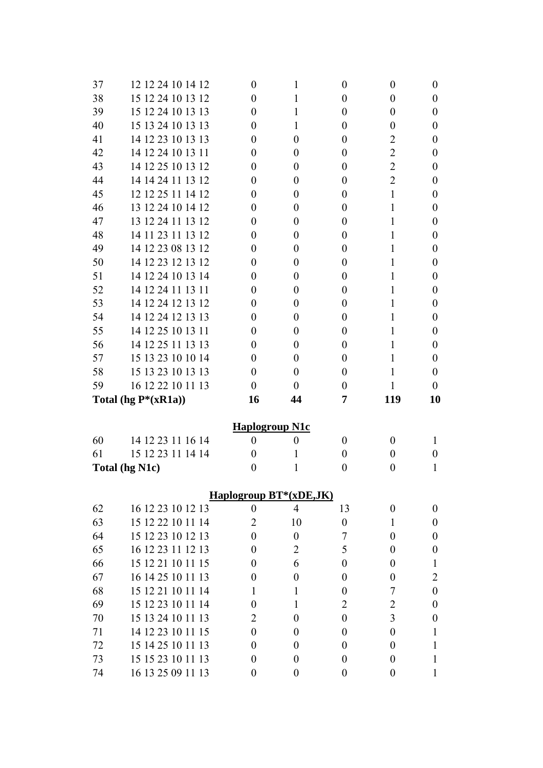| | | | | | | |
|---|---|---|---|---|---|---|
| 37 | 12 12 24 10 14 12 | 0 | 1 | 0 | 0 | 0 |
| 38 | 15 12 24 10 13 12 | 0 | 1 | 0 | 0 | 0 |
| 39 | 15 12 24 10 13 13 | 0 | 1 | 0 | 0 | 0 |
| 40 | 15 13 24 10 13 13 | 0 | 1 | 0 | 0 | 0 |
| 41 | 14 12 23 10 13 13 | 0 | 0 | 0 | 2 | 0 |
| 42 | 14 12 24 10 13 11 | 0 | 0 | 0 | 2 | 0 |
| 43 | 14 12 25 10 13 12 | 0 | 0 | 0 | 2 | 0 |
| 44 | 14 14 24 11 13 12 | 0 | 0 | 0 | 2 | 0 |
| 45 | 12 12 25 11 14 12 | 0 | 0 | 0 | 1 | 0 |
| 46 | 13 12 24 10 14 12 | 0 | 0 | 0 | 1 | 0 |
| 47 | 13 12 24 11 13 12 | 0 | 0 | 0 | 1 | 0 |
| 48 | 14 11 23 11 13 12 | 0 | 0 | 0 | 1 | 0 |
| 49 | 14 12 23 08 13 12 | 0 | 0 | 0 | 1 | 0 |
| 50 | 14 12 23 12 13 12 | 0 | 0 | 0 | 1 | 0 |
| 51 | 14 12 24 10 13 14 | 0 | 0 | 0 | 1 | 0 |
| 52 | 14 12 24 11 13 11 | 0 | 0 | 0 | 1 | 0 |
| 53 | 14 12 24 12 13 12 | 0 | 0 | 0 | 1 | 0 |
| 54 | 14 12 24 12 13 13 | 0 | 0 | 0 | 1 | 0 |
| 55 | 14 12 25 10 13 11 | 0 | 0 | 0 | 1 | 0 |
| 56 | 14 12 25 11 13 13 | 0 | 0 | 0 | 1 | 0 |
| 57 | 15 13 23 10 10 14 | 0 | 0 | 0 | 1 | 0 |
| 58 | 15 13 23 10 13 13 | 0 | 0 | 0 | 1 | 0 |
| 59 | 16 12 22 10 11 13 | 0 | 0 | 0 | 1 | 0 |
| **Total (hg P*(xR1a))** | | **16** | **44** | **7** | **119** | **10** |
| | **Haplogroup N1c** | | | | | |
| 60 | 14 12 23 11 16 14 | 0 | 0 | 0 | 0 | 1 |
| 61 | 15 12 23 11 14 14 | 0 | 1 | 0 | 0 | 0 |
| **Total (hg N1c)** | | 0 | 1 | 0 | 0 | 1 |
| | **Haplogroup BT*(xDE,JK)** | | | | | |
| 62 | 16 12 23 10 12 13 | 0 | 4 | 13 | 0 | 0 |
| 63 | 15 12 22 10 11 14 | 2 | 10 | 0 | 1 | 0 |
| 64 | 15 12 23 10 12 13 | 0 | 0 | 7 | 0 | 0 |
| 65 | 16 12 23 11 12 13 | 0 | 2 | 5 | 0 | 0 |
| 66 | 15 12 21 10 11 15 | 0 | 6 | 0 | 0 | 1 |
| 67 | 16 14 25 10 11 13 | 0 | 0 | 0 | 0 | 2 |
| 68 | 15 12 21 10 11 14 | 1 | 1 | 0 | 7 | 0 |
| 69 | 15 12 23 10 11 14 | 0 | 1 | 2 | 2 | 0 |
| 70 | 15 13 24 10 11 13 | 2 | 0 | 0 | 3 | 0 |
| 71 | 14 12 23 10 11 15 | 0 | 0 | 0 | 0 | 1 |
| 72 | 15 14 25 10 11 13 | 0 | 0 | 0 | 0 | 1 |
| 73 | 15 15 23 10 11 13 | 0 | 0 | 0 | 0 | 1 |
| 74 | 16 13 25 09 11 13 | 0 | 0 | 0 | 0 | 1 |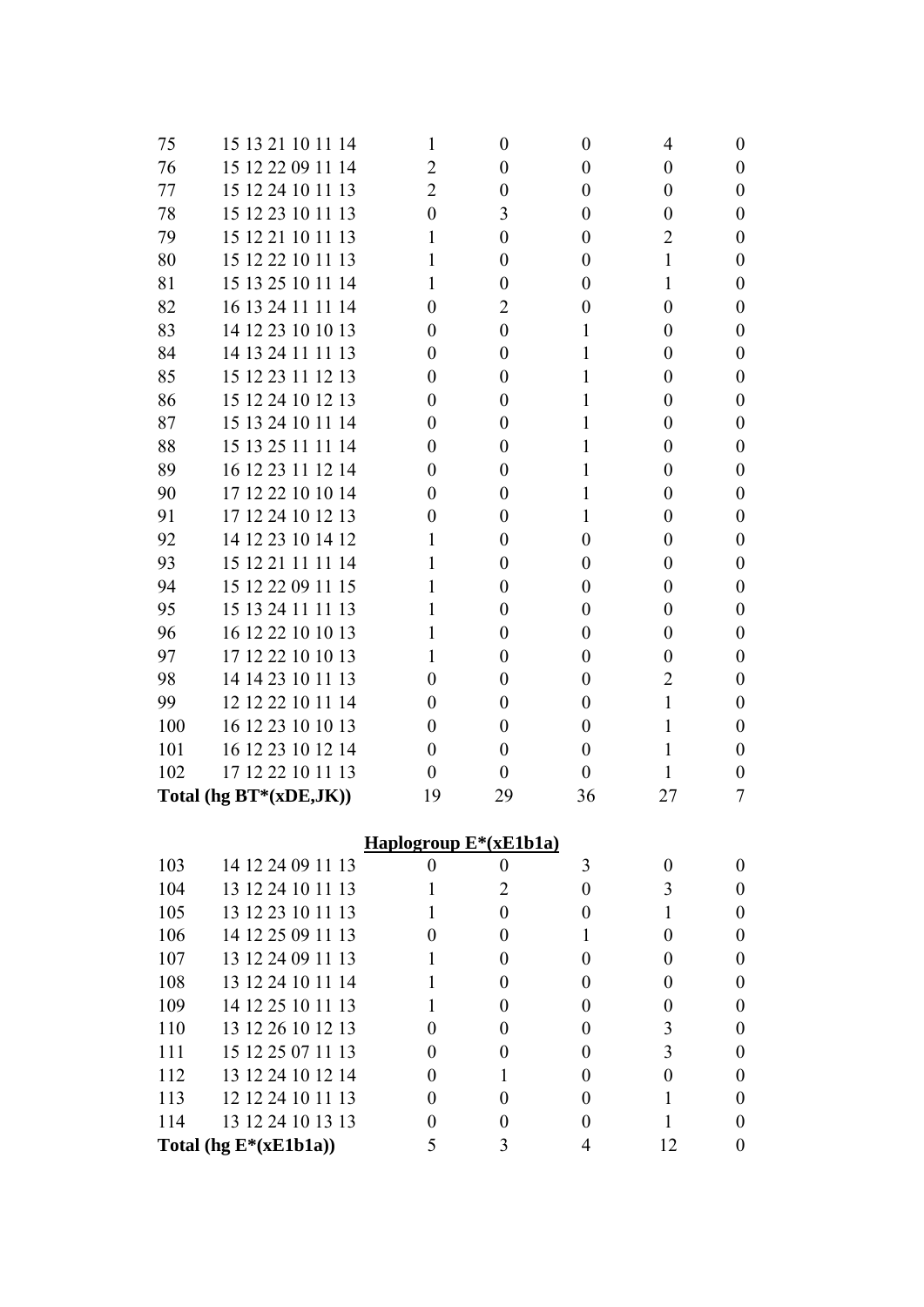| | | | | | | |
|---|---|---|---|---|---|---|
| 75 | 15 13 21 10 11 14 | 1 | 0 | 0 | 4 | 0 |
| 76 | 15 12 22 09 11 14 | 2 | 0 | 0 | 0 | 0 |
| 77 | 15 12 24 10 11 13 | 2 | 0 | 0 | 0 | 0 |
| 78 | 15 12 23 10 11 13 | 0 | 3 | 0 | 0 | 0 |
| 79 | 15 12 21 10 11 13 | 1 | 0 | 0 | 2 | 0 |
| 80 | 15 12 22 10 11 13 | 1 | 0 | 0 | 1 | 0 |
| 81 | 15 13 25 10 11 14 | 1 | 0 | 0 | 1 | 0 |
| 82 | 16 13 24 11 11 14 | 0 | 2 | 0 | 0 | 0 |
| 83 | 14 12 23 10 10 13 | 0 | 0 | 1 | 0 | 0 |
| 84 | 14 13 24 11 11 13 | 0 | 0 | 1 | 0 | 0 |
| 85 | 15 12 23 11 12 13 | 0 | 0 | 1 | 0 | 0 |
| 86 | 15 12 24 10 12 13 | 0 | 0 | 1 | 0 | 0 |
| 87 | 15 13 24 10 11 14 | 0 | 0 | 1 | 0 | 0 |
| 88 | 15 13 25 11 11 14 | 0 | 0 | 1 | 0 | 0 |
| 89 | 16 12 23 11 12 14 | 0 | 0 | 1 | 0 | 0 |
| 90 | 17 12 22 10 10 14 | 0 | 0 | 1 | 0 | 0 |
| 91 | 17 12 24 10 12 13 | 0 | 0 | 1 | 0 | 0 |
| 92 | 14 12 23 10 14 12 | 1 | 0 | 0 | 0 | 0 |
| 93 | 15 12 21 11 11 14 | 1 | 0 | 0 | 0 | 0 |
| 94 | 15 12 22 09 11 15 | 1 | 0 | 0 | 0 | 0 |
| 95 | 15 13 24 11 11 13 | 1 | 0 | 0 | 0 | 0 |
| 96 | 16 12 22 10 10 13 | 1 | 0 | 0 | 0 | 0 |
| 97 | 17 12 22 10 10 13 | 1 | 0 | 0 | 0 | 0 |
| 98 | 14 14 23 10 11 13 | 0 | 0 | 0 | 2 | 0 |
| 99 | 12 12 22 10 11 14 | 0 | 0 | 0 | 1 | 0 |
| 100 | 16 12 23 10 10 13 | 0 | 0 | 0 | 1 | 0 |
| 101 | 16 12 23 10 12 14 | 0 | 0 | 0 | 1 | 0 |
| 102 | 17 12 22 10 11 13 | 0 | 0 | 0 | 1 | 0 |
| **Total (hg BT*(xDE,JK))** | | 19 | 29 | 36 | 27 | 7 |
| | | **Haplogroup E*(xE1b1a)** | | | | |
| 103 | 14 12 24 09 11 13 | 0 | 0 | 3 | 0 | 0 |
| 104 | 13 12 24 10 11 13 | 1 | 2 | 0 | 3 | 0 |
| 105 | 13 12 23 10 11 13 | 1 | 0 | 0 | 1 | 0 |
| 106 | 14 12 25 09 11 13 | 0 | 0 | 1 | 0 | 0 |
| 107 | 13 12 24 09 11 13 | 1 | 0 | 0 | 0 | 0 |
| 108 | 13 12 24 10 11 14 | 1 | 0 | 0 | 0 | 0 |
| 109 | 14 12 25 10 11 13 | 1 | 0 | 0 | 0 | 0 |
| 110 | 13 12 26 10 12 13 | 0 | 0 | 0 | 3 | 0 |
| 111 | 15 12 25 07 11 13 | 0 | 0 | 0 | 3 | 0 |
| 112 | 13 12 24 10 12 14 | 0 | 1 | 0 | 0 | 0 |
| 113 | 12 12 24 10 11 13 | 0 | 0 | 0 | 1 | 0 |
| 114 | 13 12 24 10 13 13 | 0 | 0 | 0 | 1 | 0 |
| **Total (hg E*(xE1b1a))** | | 5 | 3 | 4 | 12 | 0 |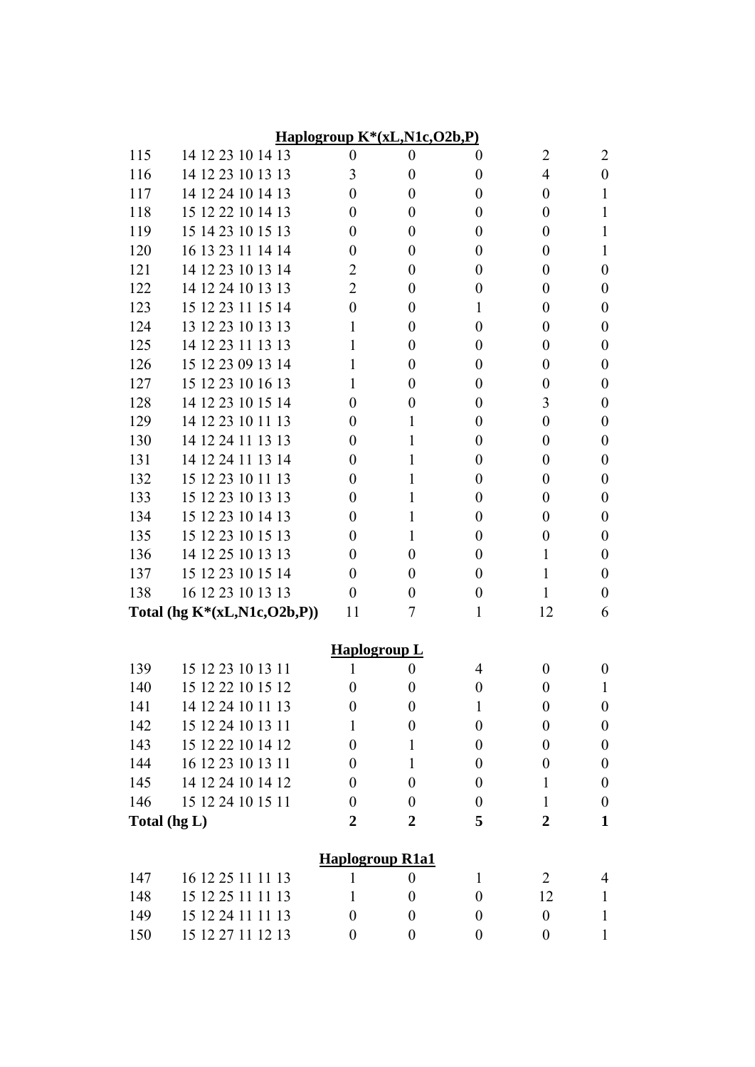| | | | | | | |
|---|---|---|---|---|---|---|
| | **Haplogroup K*(xL,N1c,O2b,P)** | | | | | |
| 115 | 14 12 23 10 14 13 | 0 | 0 | 0 | 2 | 2 |
| 116 | 14 12 23 10 13 13 | 3 | 0 | 0 | 4 | 0 |
| 117 | 14 12 24 10 14 13 | 0 | 0 | 0 | 0 | 1 |
| 118 | 15 12 22 10 14 13 | 0 | 0 | 0 | 0 | 1 |
| 119 | 15 14 23 10 15 13 | 0 | 0 | 0 | 0 | 1 |
| 120 | 16 13 23 11 14 14 | 0 | 0 | 0 | 0 | 1 |
| 121 | 14 12 23 10 13 14 | 2 | 0 | 0 | 0 | 0 |
| 122 | 14 12 24 10 13 13 | 2 | 0 | 0 | 0 | 0 |
| 123 | 15 12 23 11 15 14 | 0 | 0 | 1 | 0 | 0 |
| 124 | 13 12 23 10 13 13 | 1 | 0 | 0 | 0 | 0 |
| 125 | 14 12 23 11 13 13 | 1 | 0 | 0 | 0 | 0 |
| 126 | 15 12 23 09 13 14 | 1 | 0 | 0 | 0 | 0 |
| 127 | 15 12 23 10 16 13 | 1 | 0 | 0 | 0 | 0 |
| 128 | 14 12 23 10 15 14 | 0 | 0 | 0 | 3 | 0 |
| 129 | 14 12 23 10 11 13 | 0 | 1 | 0 | 0 | 0 |
| 130 | 14 12 24 11 13 13 | 0 | 1 | 0 | 0 | 0 |
| 131 | 14 12 24 11 13 14 | 0 | 1 | 0 | 0 | 0 |
| 132 | 15 12 23 10 11 13 | 0 | 1 | 0 | 0 | 0 |
| 133 | 15 12 23 10 13 13 | 0 | 1 | 0 | 0 | 0 |
| 134 | 15 12 23 10 14 13 | 0 | 1 | 0 | 0 | 0 |
| 135 | 15 12 23 10 15 13 | 0 | 1 | 0 | 0 | 0 |
| 136 | 14 12 25 10 13 13 | 0 | 0 | 0 | 1 | 0 |
| 137 | 15 12 23 10 15 14 | 0 | 0 | 0 | 1 | 0 |
| 138 | 16 12 23 10 13 13 | 0 | 0 | 0 | 1 | 0 |
| **Total (hg K*(xL,N1c,O2b,P))** | | 11 | 7 | 1 | 12 | 6 |
| | **Haplogroup L** | | | | | |
| 139 | 15 12 23 10 13 11 | 1 | 0 | 4 | 0 | 0 |
| 140 | 15 12 22 10 15 12 | 0 | 0 | 0 | 0 | 1 |
| 141 | 14 12 24 10 11 13 | 0 | 0 | 1 | 0 | 0 |
| 142 | 15 12 24 10 13 11 | 1 | 0 | 0 | 0 | 0 |
| 143 | 15 12 22 10 14 12 | 0 | 1 | 0 | 0 | 0 |
| 144 | 16 12 23 10 13 11 | 0 | 1 | 0 | 0 | 0 |
| 145 | 14 12 24 10 14 12 | 0 | 0 | 0 | 1 | 0 |
| 146 | 15 12 24 10 15 11 | 0 | 0 | 0 | 1 | 0 |
| **Total (hg L)** | | **2** | **2** | **5** | **2** | **1** |
| | **Haplogroup R1a1** | | | | | |
| 147 | 16 12 25 11 11 13 | 1 | 0 | 1 | 2 | 4 |
| 148 | 15 12 25 11 11 13 | 1 | 0 | 0 | 12 | 1 |
| 149 | 15 12 24 11 11 13 | 0 | 0 | 0 | 0 | 1 |
| 150 | 15 12 27 11 12 13 | 0 | 0 | 0 | 0 | 1 |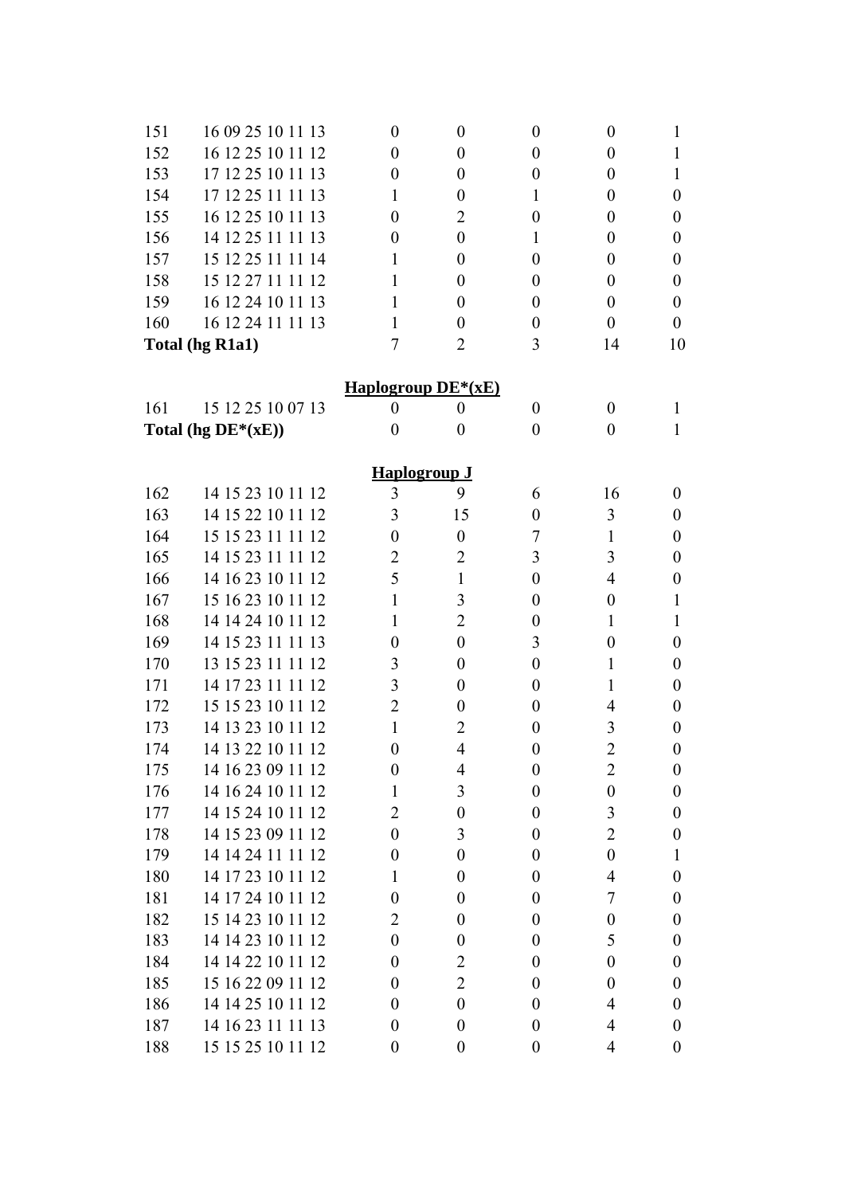| | | | | | | |
|---|---|---|---|---|---|---|
| 151 | 16 09 25 10 11 13 | 0 | 0 | 0 | 0 | 1 |
| 152 | 16 12 25 10 11 12 | 0 | 0 | 0 | 0 | 1 |
| 153 | 17 12 25 10 11 13 | 0 | 0 | 0 | 0 | 1 |
| 154 | 17 12 25 11 11 13 | 1 | 0 | 1 | 0 | 0 |
| 155 | 16 12 25 10 11 13 | 0 | 2 | 0 | 0 | 0 |
| 156 | 14 12 25 11 11 13 | 0 | 0 | 1 | 0 | 0 |
| 157 | 15 12 25 11 11 14 | 1 | 0 | 0 | 0 | 0 |
| 158 | 15 12 27 11 11 12 | 1 | 0 | 0 | 0 | 0 |
| 159 | 16 12 24 10 11 13 | 1 | 0 | 0 | 0 | 0 |
| 160 | 16 12 24 11 11 13 | 1 | 0 | 0 | 0 | 0 |
| **Total (hg R1a1)** | | 7 | 2 | 3 | 14 | 10 |

**Haplogroup DE*(xE)**

| | | | | | | |
|---|---|---|---|---|---|---|
| 161 | 15 12 25 10 07 13 | 0 | 0 | 0 | 0 | 1 |
| **Total (hg DE*(xE))** | | 0 | 0 | 0 | 0 | 1 |

**Haplogroup J**

| | | | | | | |
|---|---|---|---|---|---|---|
| 162 | 14 15 23 10 11 12 | 3 | 9 | 6 | 16 | 0 |
| 163 | 14 15 22 10 11 12 | 3 | 15 | 0 | 3 | 0 |
| 164 | 15 15 23 11 11 12 | 0 | 0 | 7 | 1 | 0 |
| 165 | 14 15 23 11 11 12 | 2 | 2 | 3 | 3 | 0 |
| 166 | 14 16 23 10 11 12 | 5 | 1 | 0 | 4 | 0 |
| 167 | 15 16 23 10 11 12 | 1 | 3 | 0 | 0 | 1 |
| 168 | 14 14 24 10 11 12 | 1 | 2 | 0 | 1 | 1 |
| 169 | 14 15 23 11 11 13 | 0 | 0 | 3 | 0 | 0 |
| 170 | 13 15 23 11 11 12 | 3 | 0 | 0 | 1 | 0 |
| 171 | 14 17 23 11 11 12 | 3 | 0 | 0 | 1 | 0 |
| 172 | 15 15 23 10 11 12 | 2 | 0 | 0 | 4 | 0 |
| 173 | 14 13 23 10 11 12 | 1 | 2 | 0 | 3 | 0 |
| 174 | 14 13 22 10 11 12 | 0 | 4 | 0 | 2 | 0 |
| 175 | 14 16 23 09 11 12 | 0 | 4 | 0 | 2 | 0 |
| 176 | 14 16 24 10 11 12 | 1 | 3 | 0 | 0 | 0 |
| 177 | 14 15 24 10 11 12 | 2 | 0 | 0 | 3 | 0 |
| 178 | 14 15 23 09 11 12 | 0 | 3 | 0 | 2 | 0 |
| 179 | 14 14 24 11 11 12 | 0 | 0 | 0 | 0 | 1 |
| 180 | 14 17 23 10 11 12 | 1 | 0 | 0 | 4 | 0 |
| 181 | 14 17 24 10 11 12 | 0 | 0 | 0 | 7 | 0 |
| 182 | 15 14 23 10 11 12 | 2 | 0 | 0 | 0 | 0 |
| 183 | 14 14 23 10 11 12 | 0 | 0 | 0 | 5 | 0 |
| 184 | 14 14 22 10 11 12 | 0 | 2 | 0 | 0 | 0 |
| 185 | 15 16 22 09 11 12 | 0 | 2 | 0 | 0 | 0 |
| 186 | 14 14 25 10 11 12 | 0 | 0 | 0 | 4 | 0 |
| 187 | 14 16 23 11 11 13 | 0 | 0 | 0 | 4 | 0 |
| 188 | 15 15 25 10 11 12 | 0 | 0 | 0 | 4 | 0 |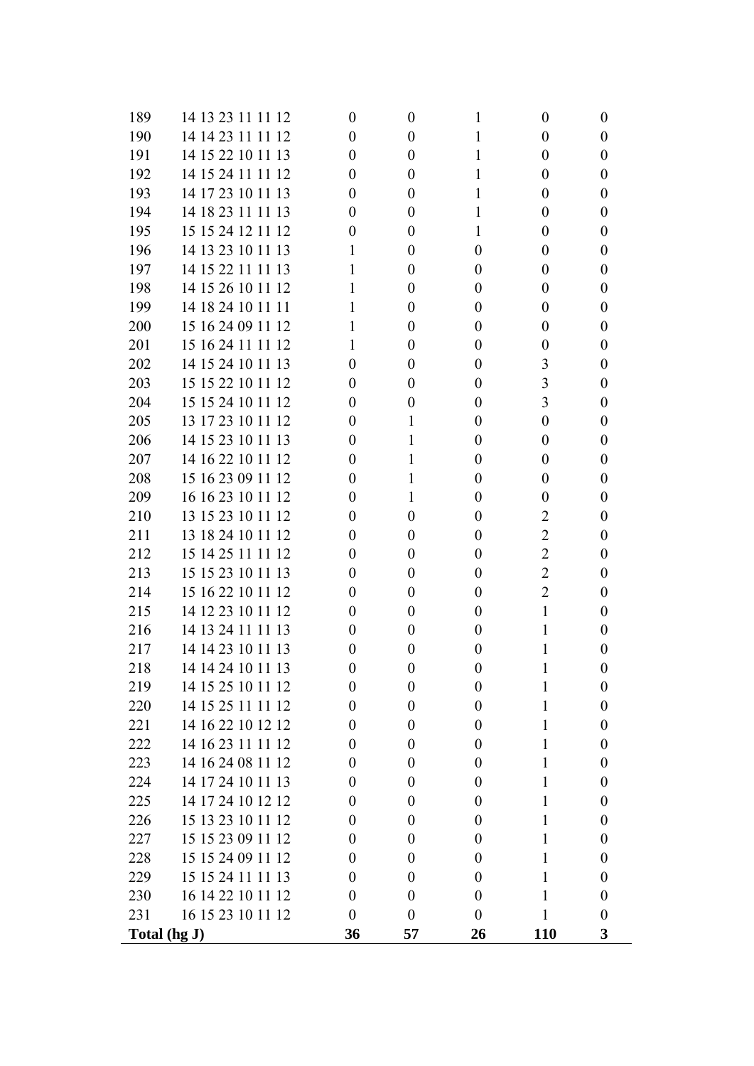| | | | | | | |
|---|---|---|---|---|---|---|
| 189 | 14 13 23 11 11 12 | 0 | 0 | 1 | 0 | 0 |
| 190 | 14 14 23 11 11 12 | 0 | 0 | 1 | 0 | 0 |
| 191 | 14 15 22 10 11 13 | 0 | 0 | 1 | 0 | 0 |
| 192 | 14 15 24 11 11 12 | 0 | 0 | 1 | 0 | 0 |
| 193 | 14 17 23 10 11 13 | 0 | 0 | 1 | 0 | 0 |
| 194 | 14 18 23 11 11 13 | 0 | 0 | 1 | 0 | 0 |
| 195 | 15 15 24 12 11 12 | 0 | 0 | 1 | 0 | 0 |
| 196 | 14 13 23 10 11 13 | 1 | 0 | 0 | 0 | 0 |
| 197 | 14 15 22 11 11 13 | 1 | 0 | 0 | 0 | 0 |
| 198 | 14 15 26 10 11 12 | 1 | 0 | 0 | 0 | 0 |
| 199 | 14 18 24 10 11 11 | 1 | 0 | 0 | 0 | 0 |
| 200 | 15 16 24 09 11 12 | 1 | 0 | 0 | 0 | 0 |
| 201 | 15 16 24 11 11 12 | 1 | 0 | 0 | 0 | 0 |
| 202 | 14 15 24 10 11 13 | 0 | 0 | 0 | 3 | 0 |
| 203 | 15 15 22 10 11 12 | 0 | 0 | 0 | 3 | 0 |
| 204 | 15 15 24 10 11 12 | 0 | 0 | 0 | 3 | 0 |
| 205 | 13 17 23 10 11 12 | 0 | 1 | 0 | 0 | 0 |
| 206 | 14 15 23 10 11 13 | 0 | 1 | 0 | 0 | 0 |
| 207 | 14 16 22 10 11 12 | 0 | 1 | 0 | 0 | 0 |
| 208 | 15 16 23 09 11 12 | 0 | 1 | 0 | 0 | 0 |
| 209 | 16 16 23 10 11 12 | 0 | 1 | 0 | 0 | 0 |
| 210 | 13 15 23 10 11 12 | 0 | 0 | 0 | 2 | 0 |
| 211 | 13 18 24 10 11 12 | 0 | 0 | 0 | 2 | 0 |
| 212 | 15 14 25 11 11 12 | 0 | 0 | 0 | 2 | 0 |
| 213 | 15 15 23 10 11 13 | 0 | 0 | 0 | 2 | 0 |
| 214 | 15 16 22 10 11 12 | 0 | 0 | 0 | 2 | 0 |
| 215 | 14 12 23 10 11 12 | 0 | 0 | 0 | 1 | 0 |
| 216 | 14 13 24 11 11 13 | 0 | 0 | 0 | 1 | 0 |
| 217 | 14 14 23 10 11 13 | 0 | 0 | 0 | 1 | 0 |
| 218 | 14 14 24 10 11 13 | 0 | 0 | 0 | 1 | 0 |
| 219 | 14 15 25 10 11 12 | 0 | 0 | 0 | 1 | 0 |
| 220 | 14 15 25 11 11 12 | 0 | 0 | 0 | 1 | 0 |
| 221 | 14 16 22 10 12 12 | 0 | 0 | 0 | 1 | 0 |
| 222 | 14 16 23 11 11 12 | 0 | 0 | 0 | 1 | 0 |
| 223 | 14 16 24 08 11 12 | 0 | 0 | 0 | 1 | 0 |
| 224 | 14 17 24 10 11 13 | 0 | 0 | 0 | 1 | 0 |
| 225 | 14 17 24 10 12 12 | 0 | 0 | 0 | 1 | 0 |
| 226 | 15 13 23 10 11 12 | 0 | 0 | 0 | 1 | 0 |
| 227 | 15 15 23 09 11 12 | 0 | 0 | 0 | 1 | 0 |
| 228 | 15 15 24 09 11 12 | 0 | 0 | 0 | 1 | 0 |
| 229 | 15 15 24 11 11 13 | 0 | 0 | 0 | 1 | 0 |
| 230 | 16 14 22 10 11 12 | 0 | 0 | 0 | 1 | 0 |
| 231 | 16 15 23 10 11 12 | 0 | 0 | 0 | 1 | 0 |
| **Total (hg J)** | | **36** | **57** | **26** | **110** | **3** |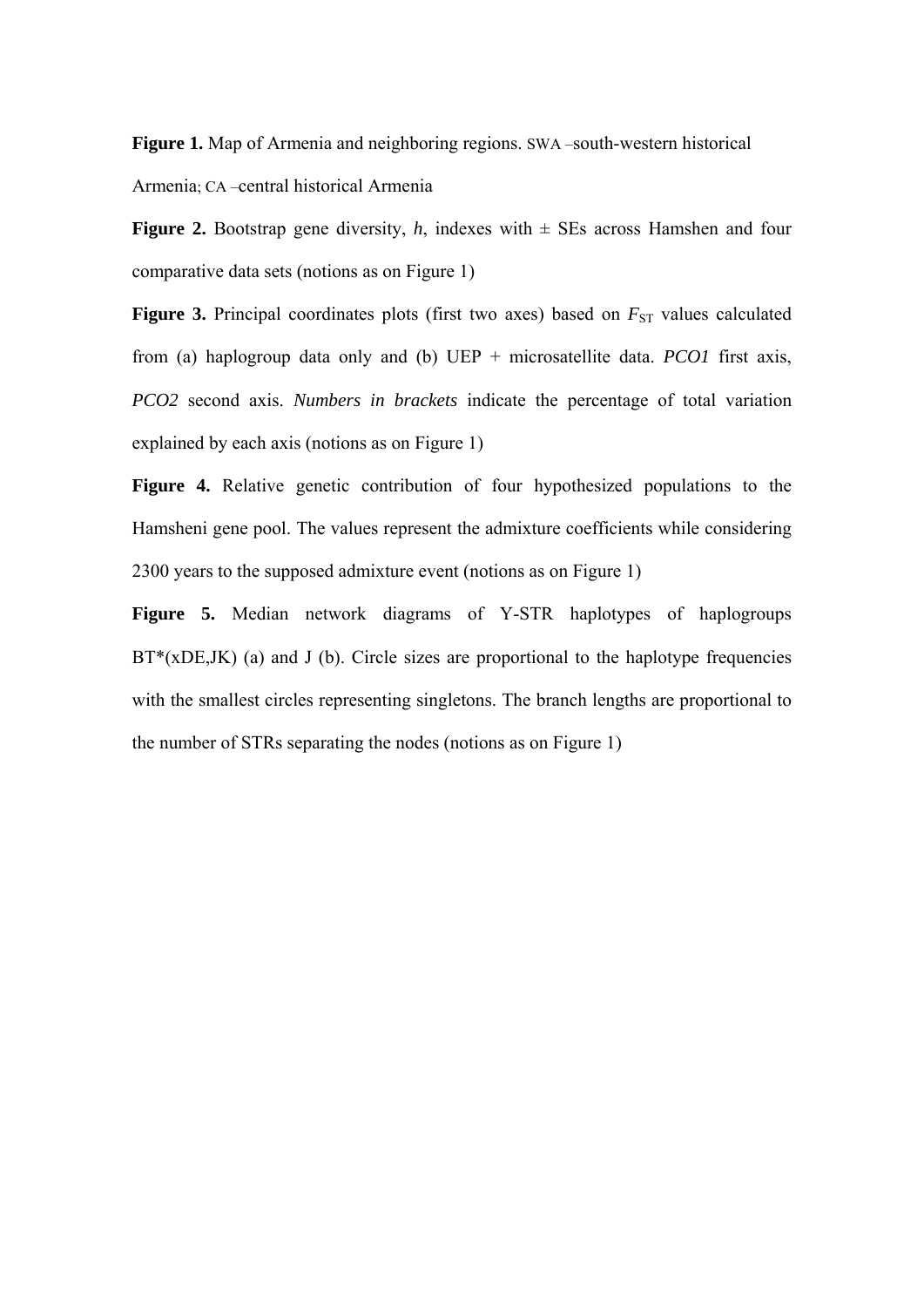**Figure 1.** Map of Armenia and neighboring regions. SWA –south-western historical Armenia; CA –central historical Armenia

**Figure 2.** Bootstrap gene diversity, *h*, indexes with ± SEs across Hamshen and four comparative data sets (notions as on Figure 1)

**Figure 3.** Principal coordinates plots (first two axes) based on $F_{ST}$ values calculated from (a) haplogroup data only and (b) UEP + microsatellite data. *PCO1* first axis, *PCO2* second axis. *Numbers in brackets* indicate the percentage of total variation explained by each axis (notions as on Figure 1)

**Figure 4.** Relative genetic contribution of four hypothesized populations to the Hamsheni gene pool. The values represent the admixture coefficients while considering 2300 years to the supposed admixture event (notions as on Figure 1)

**Figure 5.** Median network diagrams of Y-STR haplotypes of haplogroups BT*(xDE,JK) (a) and J (b). Circle sizes are proportional to the haplotype frequencies with the smallest circles representing singletons. The branch lengths are proportional to the number of STRs separating the nodes (notions as on Figure 1)